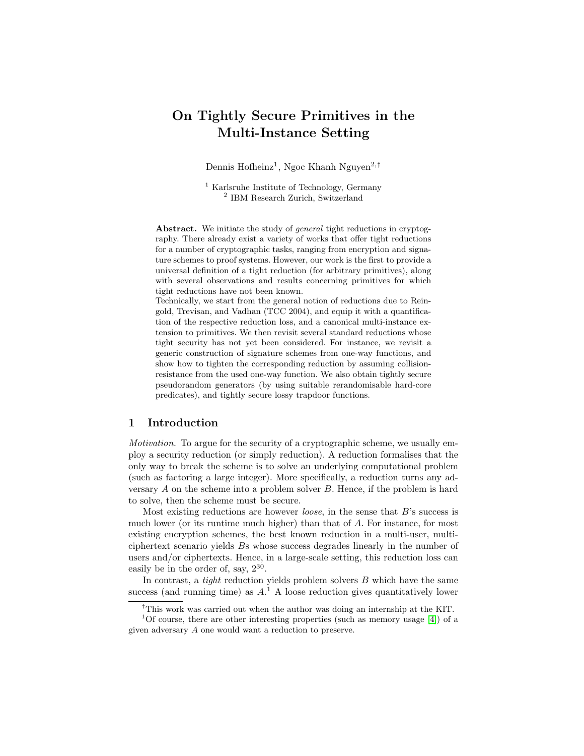# On Tightly Secure Primitives in the Multi-Instance Setting

Dennis Hofheinz[1], Ngoc Khanh Nguyen[2,†]

[1] Karlsruhe Institute of Technology, Germany
[2] IBM Research Zurich, Switzerland

**Abstract.** We initiate the study of *general* tight reductions in cryptography. There already exist a variety of works that offer tight reductions for a number of cryptographic tasks, ranging from encryption and signature schemes to proof systems. However, our work is the first to provide a universal definition of a tight reduction (for arbitrary primitives), along with several observations and results concerning primitives for which tight reductions have not been known.
Technically, we start from the general notion of reductions due to Reingold, Trevisan, and Vadhan (TCC 2004), and equip it with a quantification of the respective reduction loss, and a canonical multi-instance extension to primitives. We then revisit several standard reductions whose tight security has not yet been considered. For instance, we revisit a generic construction of signature schemes from one-way functions, and show how to tighten the corresponding reduction by assuming collision-resistance from the used one-way function. We also obtain tightly secure pseudorandom generators (by using suitable rerandomisable hard-core predicates), and tightly secure lossy trapdoor functions.

## 1 Introduction

*Motivation.* To argue for the security of a cryptographic scheme, we usually employ a security reduction (or simply reduction). A reduction formalises that the only way to break the scheme is to solve an underlying computational problem (such as factoring a large integer). More specifically, a reduction turns any adversary $A$ on the scheme into a problem solver $B$. Hence, if the problem is hard to solve, then the scheme must be secure.

Most existing reductions are however *loose*, in the sense that $B$'s success is much lower (or its runtime much higher) than that of $A$. For instance, for most existing encryption schemes, the best known reduction in a multi-user, multi-ciphertext scenario yields $B$s whose success degrades linearly in the number of users and/or ciphertexts. Hence, in a large-scale setting, this reduction loss can easily be in the order of, say, $2^{30}$.

In contrast, a *tight* reduction yields problem solvers $B$ which have the same success (and running time) as $A$.[1] A loose reduction gives quantitatively lower

[†] This work was carried out when the author was doing an internship at the KIT.

[1] Of course, there are other interesting properties (such as memory usage [4]) of a given adversary $A$ one would want a reduction to preserve.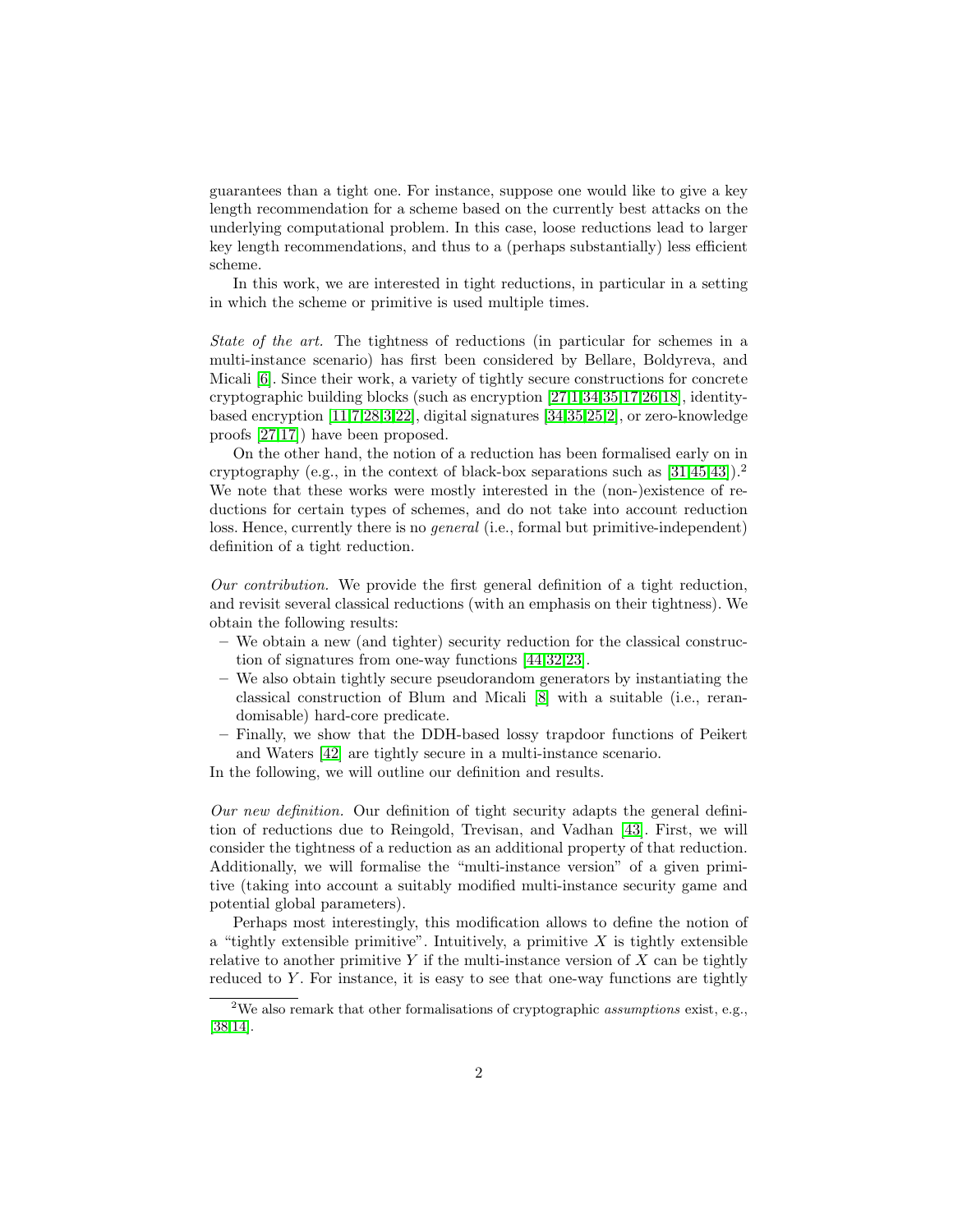guarantees than a tight one. For instance, suppose one would like to give a key length recommendation for a scheme based on the currently best attacks on the underlying computational problem. In this case, loose reductions lead to larger key length recommendations, and thus to a (perhaps substantially) less efficient scheme.

In this work, we are interested in tight reductions, in particular in a setting in which the scheme or primitive is used multiple times.

*State of the art.* The tightness of reductions (in particular for schemes in a multi-instance scenario) has first been considered by Bellare, Boldyreva, and Micali [6]. Since their work, a variety of tightly secure constructions for concrete cryptographic building blocks (such as encryption [27,1,34,35,17,26,18], identity-based encryption [11,7,28,3,22], digital signatures [34,35,25,2], or zero-knowledge proofs [27,17]) have been proposed.

On the other hand, the notion of a reduction has been formalised early on in cryptography (e.g., in the context of black-box separations such as [31,45,43]).[2] We note that these works were mostly interested in the (non-)existence of reductions for certain types of schemes, and do not take into account reduction loss. Hence, currently there is no *general* (i.e., formal but primitive-independent) definition of a tight reduction.

*Our contribution.* We provide the first general definition of a tight reduction, and revisit several classical reductions (with an emphasis on their tightness). We obtain the following results:

- We obtain a new (and tighter) security reduction for the classical construction of signatures from one-way functions [44,32,23].
- We also obtain tightly secure pseudorandom generators by instantiating the classical construction of Blum and Micali [8] with a suitable (i.e., rerandomisable) hard-core predicate.
- Finally, we show that the DDH-based lossy trapdoor functions of Peikert and Waters [42] are tightly secure in a multi-instance scenario.

In the following, we will outline our definition and results.

*Our new definition.* Our definition of tight security adapts the general definition of reductions due to Reingold, Trevisan, and Vadhan [43]. First, we will consider the tightness of a reduction as an additional property of that reduction. Additionally, we will formalise the "multi-instance version" of a given primitive (taking into account a suitably modified multi-instance security game and potential global parameters).

Perhaps most interestingly, this modification allows to define the notion of a "tightly extensible primitive". Intuitively, a primitive $X$ is tightly extensible relative to another primitive $Y$ if the multi-instance version of $X$ can be tightly reduced to $Y$. For instance, it is easy to see that one-way functions are tightly

[2] We also remark that other formalisations of cryptographic *assumptions* exist, e.g., [38,14].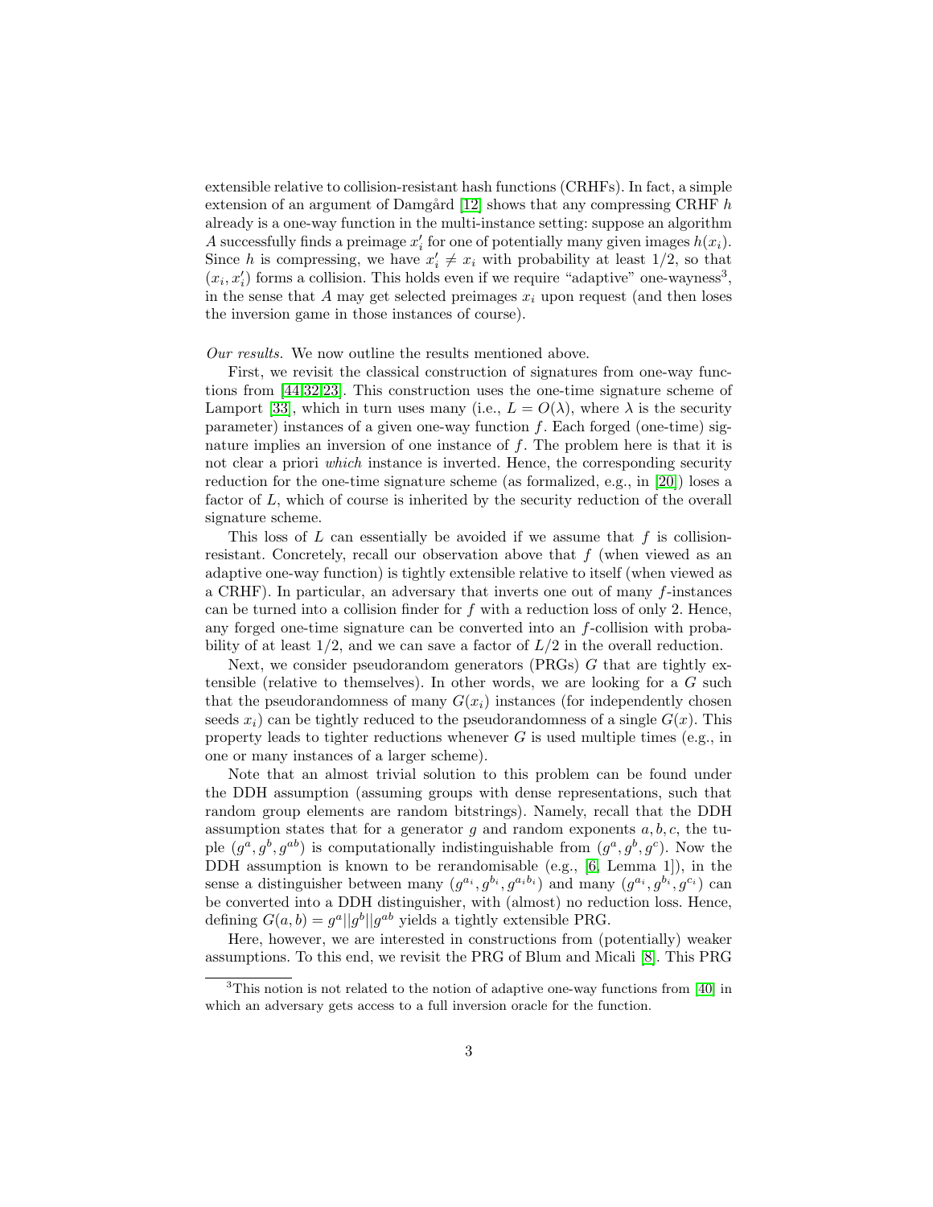extensible relative to collision-resistant hash functions (CRHFs). In fact, a simple extension of an argument of Damgård [12] shows that any compressing CRHF $h$ already is a one-way function in the multi-instance setting: suppose an algorithm $A$ successfully finds a preimage $x_i'$ for one of potentially many given images $h(x_i)$. Since $h$ is compressing, we have $x_i' \neq x_i$ with probability at least 1/2, so that $(x_i, x_i')$ forms a collision. This holds even if we require "adaptive" one-wayness[3], in the sense that $A$ may get selected preimages $x_i$ upon request (and then loses the inversion game in those instances of course).

*Our results.* We now outline the results mentioned above.

First, we revisit the classical construction of signatures from one-way functions from [44,32,23]. This construction uses the one-time signature scheme of Lamport [33], which in turn uses many (i.e., $L = O(\lambda)$, where $\lambda$ is the security parameter) instances of a given one-way function $f$. Each forged (one-time) signature implies an inversion of one instance of $f$. The problem here is that it is not clear a priori *which* instance is inverted. Hence, the corresponding security reduction for the one-time signature scheme (as formalized, e.g., in [20]) loses a factor of $L$, which of course is inherited by the security reduction of the overall signature scheme.

This loss of $L$ can essentially be avoided if we assume that $f$ is collision-resistant. Concretely, recall our observation above that $f$ (when viewed as an adaptive one-way function) is tightly extensible relative to itself (when viewed as a CRHF). In particular, an adversary that inverts one out of many $f$-instances can be turned into a collision finder for $f$ with a reduction loss of only 2. Hence, any forged one-time signature can be converted into an $f$-collision with probability of at least 1/2, and we can save a factor of $L/2$ in the overall reduction.

Next, we consider pseudorandom generators (PRGs) $G$ that are tightly extensible (relative to themselves). In other words, we are looking for a $G$ such that the pseudorandomness of many $G(x_i)$ instances (for independently chosen seeds $x_i$) can be tightly reduced to the pseudorandomness of a single $G(x)$. This property leads to tighter reductions whenever $G$ is used multiple times (e.g., in one or many instances of a larger scheme).

Note that an almost trivial solution to this problem can be found under the DDH assumption (assuming groups with dense representations, such that random group elements are random bitstrings). Namely, recall that the DDH assumption states that for a generator $g$ and random exponents $a, b, c$, the tuple $(g^a, g^b, g^{ab})$ is computationally indistinguishable from $(g^a, g^b, g^c)$. Now the DDH assumption is known to be rerandomisable (e.g., [6, Lemma 1]), in the sense a distinguisher between many $(g^{a_i}, g^{b_i}, g^{a_i b_i})$ and many $(g^{a_i}, g^{b_i}, g^{c_i})$ can be converted into a DDH distinguisher, with (almost) no reduction loss. Hence, defining $G(a, b) = g^a || g^b || g^{ab}$ yields a tightly extensible PRG.

Here, however, we are interested in constructions from (potentially) weaker assumptions. To this end, we revisit the PRG of Blum and Micali [8]. This PRG

[3] This notion is not related to the notion of adaptive one-way functions from [40] in which an adversary gets access to a full inversion oracle for the function.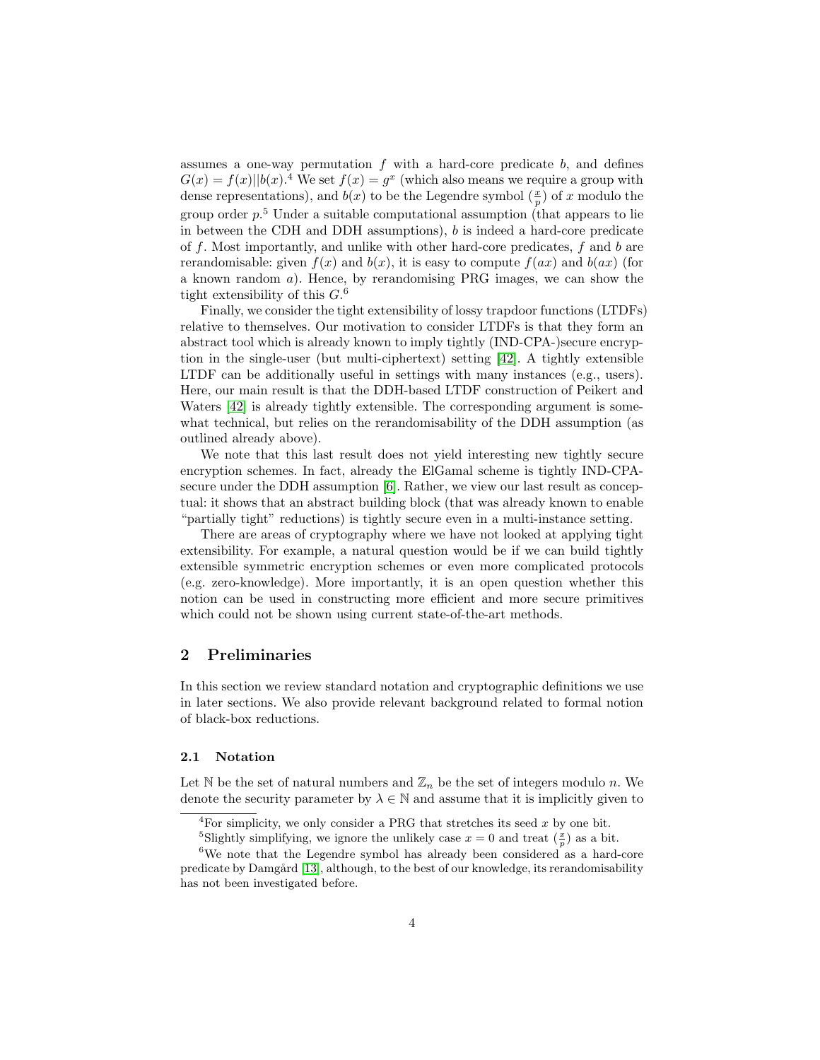assumes a one-way permutation $f$ with a hard-core predicate $b$, and defines $G(x) = f(x)||b(x)$.[4] We set $f(x) = g^x$ (which also means we require a group with dense representations), and $b(x)$ to be the Legendre symbol $(\frac{x}{p})$ of $x$ modulo the group order $p$.[5] Under a suitable computational assumption (that appears to lie in between the CDH and DDH assumptions), $b$ is indeed a hard-core predicate of $f$. Most importantly, and unlike with other hard-core predicates, $f$ and $b$ are rerandomisable: given $f(x)$ and $b(x)$, it is easy to compute $f(ax)$ and $b(ax)$ (for a known random $a$). Hence, by rerandomising PRG images, we can show the tight extensibility of this $G$.[6]

Finally, we consider the tight extensibility of lossy trapdoor functions (LTDFs) relative to themselves. Our motivation to consider LTDFs is that they form an abstract tool which is already known to imply tightly (IND-CPA-)secure encryption in the single-user (but multi-ciphertext) setting [42]. A tightly extensible LTDF can be additionally useful in settings with many instances (e.g., users). Here, our main result is that the DDH-based LTDF construction of Peikert and Waters [42] is already tightly extensible. The corresponding argument is somewhat technical, but relies on the rerandomisability of the DDH assumption (as outlined already above).

We note that this last result does not yield interesting new tightly secure encryption schemes. In fact, already the ElGamal scheme is tightly IND-CPA-secure under the DDH assumption [6]. Rather, we view our last result as conceptual: it shows that an abstract building block (that was already known to enable "partially tight" reductions) is tightly secure even in a multi-instance setting.

There are areas of cryptography where we have not looked at applying tight extensibility. For example, a natural question would be if we can build tightly extensible symmetric encryption schemes or even more complicated protocols (e.g. zero-knowledge). More importantly, it is an open question whether this notion can be used in constructing more efficient and more secure primitives which could not be shown using current state-of-the-art methods.

## 2 Preliminaries

In this section we review standard notation and cryptographic definitions we use in later sections. We also provide relevant background related to formal notion of black-box reductions.

### 2.1 Notation

Let $\mathbb{N}$ be the set of natural numbers and $\mathbb{Z}_n$ be the set of integers modulo $n$. We denote the security parameter by $\lambda \in \mathbb{N}$ and assume that it is implicitly given to

[4] For simplicity, we only consider a PRG that stretches its seed $x$ by one bit.

[5] Slightly simplifying, we ignore the unlikely case $x = 0$ and treat $(\frac{x}{p})$ as a bit.

[6] We note that the Legendre symbol has already been considered as a hard-core predicate by Damgård [13], although, to the best of our knowledge, its rerandomisability has not been investigated before.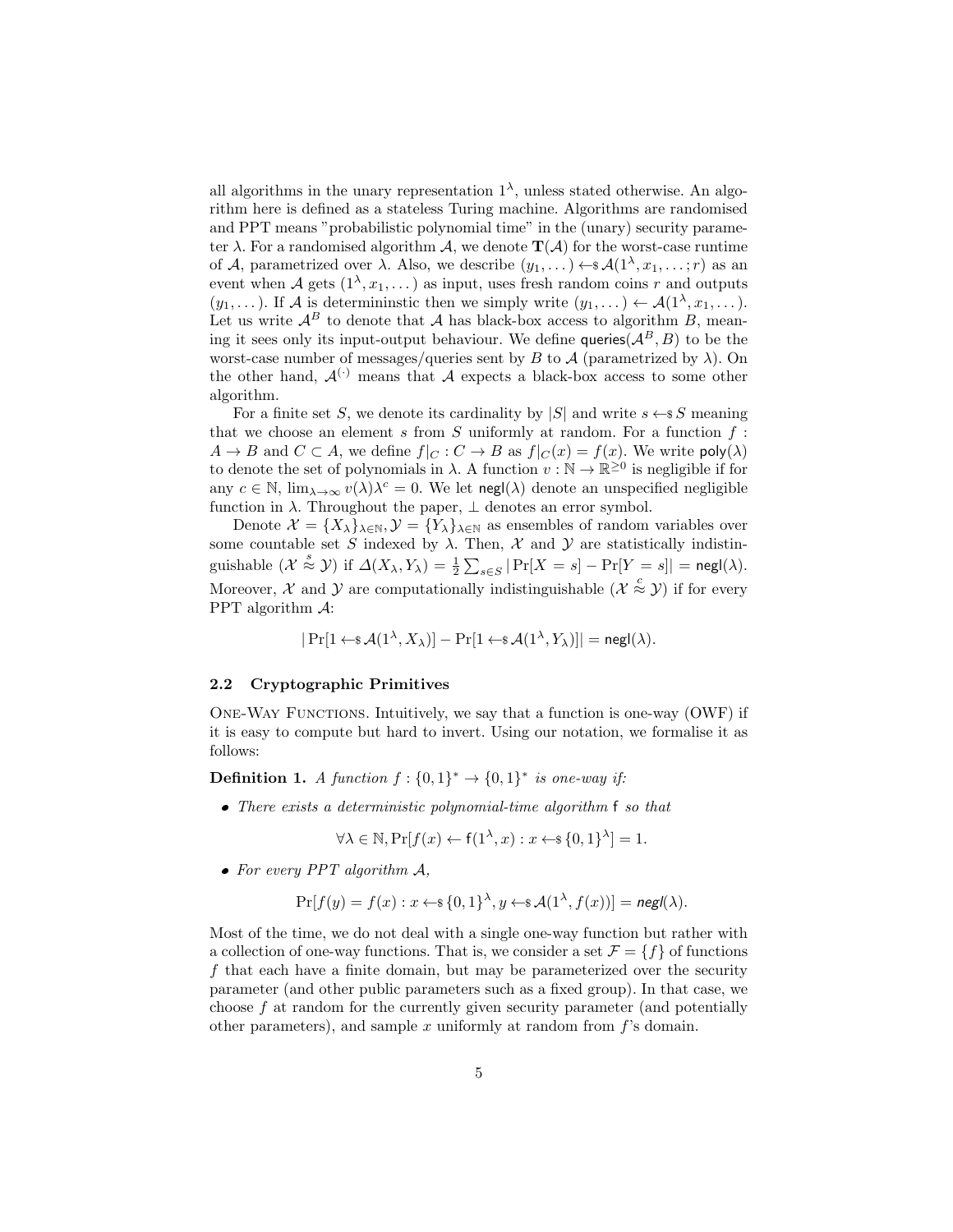all algorithms in the unary representation $1^\lambda$, unless stated otherwise. An algorithm here is defined as a stateless Turing machine. Algorithms are randomised and PPT means "probabilistic polynomial time" in the (unary) security parameter $\lambda$. For a randomised algorithm $\mathcal{A}$, we denote $\mathbf{T}(\mathcal{A})$ for the worst-case runtime of $\mathcal{A}$, parametrized over $\lambda$. Also, we describe $(y_1, \dots) \leftarrow\!\!\$\, \mathcal{A}(1^\lambda, x_1, \dots; r)$ as an event when $\mathcal{A}$ gets $(1^\lambda, x_1, \dots)$ as input, uses fresh random coins $r$ and outputs $(y_1, \dots)$. If $\mathcal{A}$ is determininstic then we simply write $(y_1, \dots) \leftarrow \mathcal{A}(1^\lambda, x_1, \dots)$. Let us write $\mathcal{A}^B$ to denote that $\mathcal{A}$ has black-box access to algorithm $B$, meaning it sees only its input-output behaviour. We define $\mathsf{queries}(\mathcal{A}^B, B)$ to be the worst-case number of messages/queries sent by $B$ to $\mathcal{A}$ (parametrized by $\lambda$). On the other hand, $\mathcal{A}^{(\cdot)}$ means that $\mathcal{A}$ expects a black-box access to some other algorithm.

For a finite set $S$, we denote its cardinality by $|S|$ and write $s \leftarrow\!\!\$\, S$ meaning that we choose an element $s$ from $S$ uniformly at random. For a function $f : A \to B$ and $C \subset A$, we define $f|_C : C \to B$ as $f|_C(x) = f(x)$. We write $\mathsf{poly}(\lambda)$ to denote the set of polynomials in $\lambda$. A function $v : \mathbb{N} \to \mathbb{R}^{\geq 0}$ is negligible if for any $c \in \mathbb{N}$, $\lim_{\lambda \to \infty} v(\lambda)\lambda^c = 0$. We let $\mathsf{negl}(\lambda)$ denote an unspecified negligible function in $\lambda$. Throughout the paper, $\perp$ denotes an error symbol.

Denote $\mathcal{X} = \{X_\lambda\}_{\lambda \in \mathbb{N}}, \mathcal{Y} = \{Y_\lambda\}_{\lambda \in \mathbb{N}}$ as ensembles of random variables over some countable set $S$ indexed by $\lambda$. Then, $\mathcal{X}$ and $\mathcal{Y}$ are statistically indistinguishable ($\mathcal{X} \overset{s}{\approx} \mathcal{Y}$) if $\Delta(X_\lambda, Y_\lambda) = \frac{1}{2}\sum_{s \in S} |\Pr[X = s] - \Pr[Y = s]| = \mathsf{negl}(\lambda)$. Moreover, $\mathcal{X}$ and $\mathcal{Y}$ are computationally indistinguishable ($\mathcal{X} \overset{c}{\approx} \mathcal{Y}$) if for every PPT algorithm $\mathcal{A}$:

$$|\Pr[1 \leftarrow\!\!\$\, \mathcal{A}(1^\lambda, X_\lambda)] - \Pr[1 \leftarrow\!\!\$\, \mathcal{A}(1^\lambda, Y_\lambda)]| = \mathsf{negl}(\lambda).$$

### 2.2 Cryptographic Primitives

One-Way Functions. Intuitively, we say that a function is one-way (OWF) if it is easy to compute but hard to invert. Using our notation, we formalise it as follows:

**Definition 1.** *A function $f : \{0,1\}^* \to \{0,1\}^*$ is one-way if:*

- *There exists a deterministic polynomial-time algorithm $\mathsf{f}$ so that*

$$\forall \lambda \in \mathbb{N}, \Pr[f(x) \leftarrow \mathsf{f}(1^\lambda, x) : x \leftarrow\!\!\$\, \{0,1\}^\lambda] = 1.$$

- *For every PPT algorithm $\mathcal{A}$,*

$$\Pr[f(y) = f(x) : x \leftarrow\!\!\$\, \{0,1\}^\lambda, y \leftarrow\!\!\$\, \mathcal{A}(1^\lambda, f(x))] = \mathsf{negl}(\lambda).$$

Most of the time, we do not deal with a single one-way function but rather with a collection of one-way functions. That is, we consider a set $\mathcal{F} = \{f\}$ of functions $f$ that each have a finite domain, but may be parameterized over the security parameter (and other public parameters such as a fixed group). In that case, we choose $f$ at random for the currently given security parameter (and potentially other parameters), and sample $x$ uniformly at random from $f$'s domain.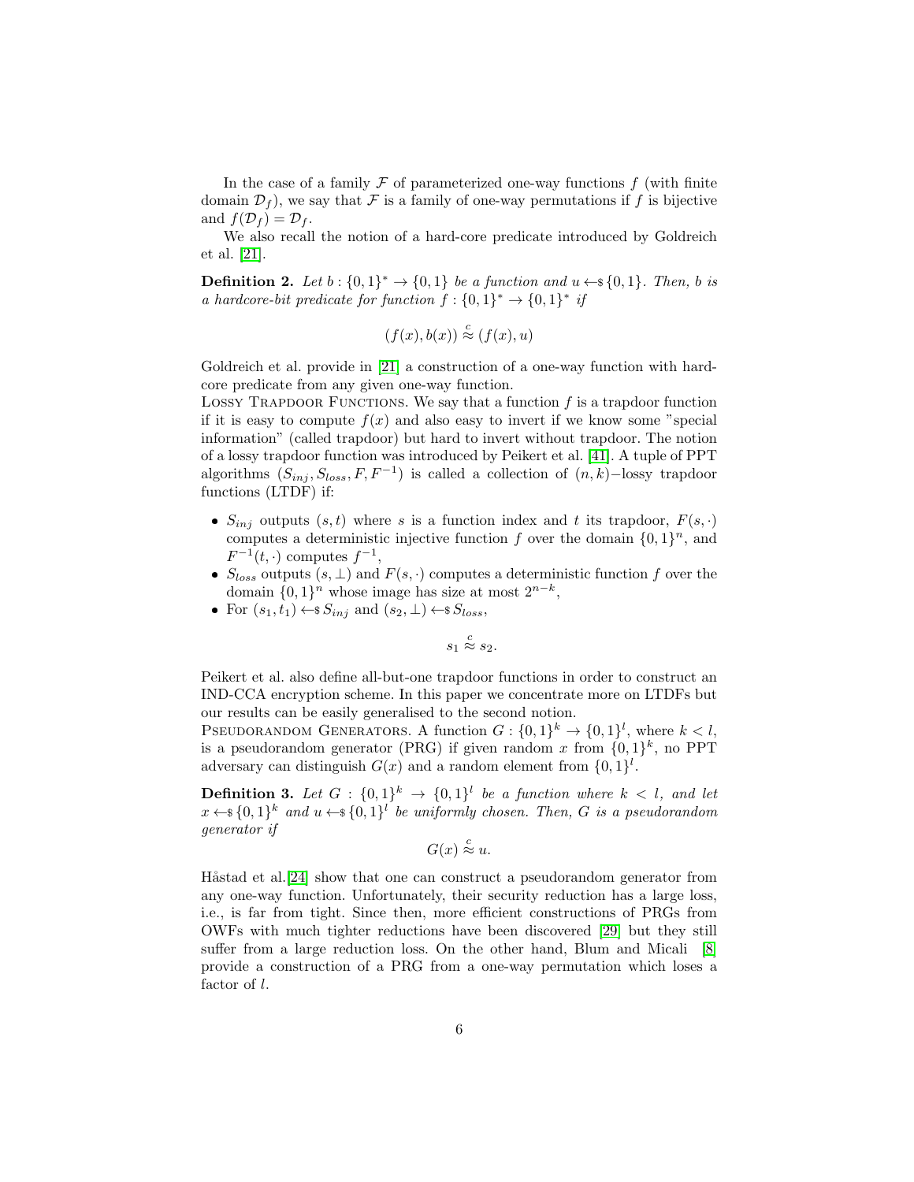In the case of a family $\mathcal{F}$ of parameterized one-way functions $f$ (with finite domain $\mathcal{D}_f$), we say that $\mathcal{F}$ is a family of one-way permutations if $f$ is bijective and $f(\mathcal{D}_f) = \mathcal{D}_f$.

We also recall the notion of a hard-core predicate introduced by Goldreich et al. [21].

**Definition 2.** *Let $b : \{0,1\}^* \to \{0,1\}$ be a function and $u \leftarrow\$ \{0,1\}$. Then, $b$ is a hardcore-bit predicate for function $f : \{0,1\}^* \to \{0,1\}^*$ if*

$$(f(x), b(x)) \overset{c}{\approx} (f(x), u)$$

Goldreich et al. provide in [21] a construction of a one-way function with hard-core predicate from any given one-way function.

Lossy Trapdoor Functions. We say that a function $f$ is a trapdoor function if it is easy to compute $f(x)$ and also easy to invert if we know some "special information" (called trapdoor) but hard to invert without trapdoor. The notion of a lossy trapdoor function was introduced by Peikert et al. [41]. A tuple of PPT algorithms $(S_{inj}, S_{loss}, F, F^{-1})$ is called a collection of $(n,k)-$lossy trapdoor functions (LTDF) if:

- $S_{inj}$ outputs $(s,t)$ where $s$ is a function index and $t$ its trapdoor, $F(s,\cdot)$ computes a deterministic injective function $f$ over the domain $\{0,1\}^n$, and $F^{-1}(t,\cdot)$ computes $f^{-1}$,
- $S_{loss}$ outputs $(s,\perp)$ and $F(s,\cdot)$ computes a deterministic function $f$ over the domain $\{0,1\}^n$ whose image has size at most $2^{n-k}$,
- For $(s_1,t_1) \leftarrow\$ S_{inj}$ and $(s_2,\perp) \leftarrow\$ S_{loss}$,

$$s_1 \overset{c}{\approx} s_2.$$

Peikert et al. also define all-but-one trapdoor functions in order to construct an IND-CCA encryption scheme. In this paper we concentrate more on LTDFs but our results can be easily generalised to the second notion.

Pseudorandom Generators. A function $G : \{0,1\}^k \to \{0,1\}^l$, where $k < l$, is a pseudorandom generator (PRG) if given random $x$ from $\{0,1\}^k$, no PPT adversary can distinguish $G(x)$ and a random element from $\{0,1\}^l$.

**Definition 3.** *Let $G : \{0,1\}^k \to \{0,1\}^l$ be a function where $k < l$, and let $x \leftarrow\$ \{0,1\}^k$ and $u \leftarrow\$ \{0,1\}^l$ be uniformly chosen. Then, $G$ is a pseudorandom generator if*

$$G(x) \overset{c}{\approx} u.$$

Håstad et al.[24] show that one can construct a pseudorandom generator from any one-way function. Unfortunately, their security reduction has a large loss, i.e., is far from tight. Since then, more efficient constructions of PRGs from OWFs with much tighter reductions have been discovered [29] but they still suffer from a large reduction loss. On the other hand, Blum and Micali [8] provide a construction of a PRG from a one-way permutation which loses a factor of $l$.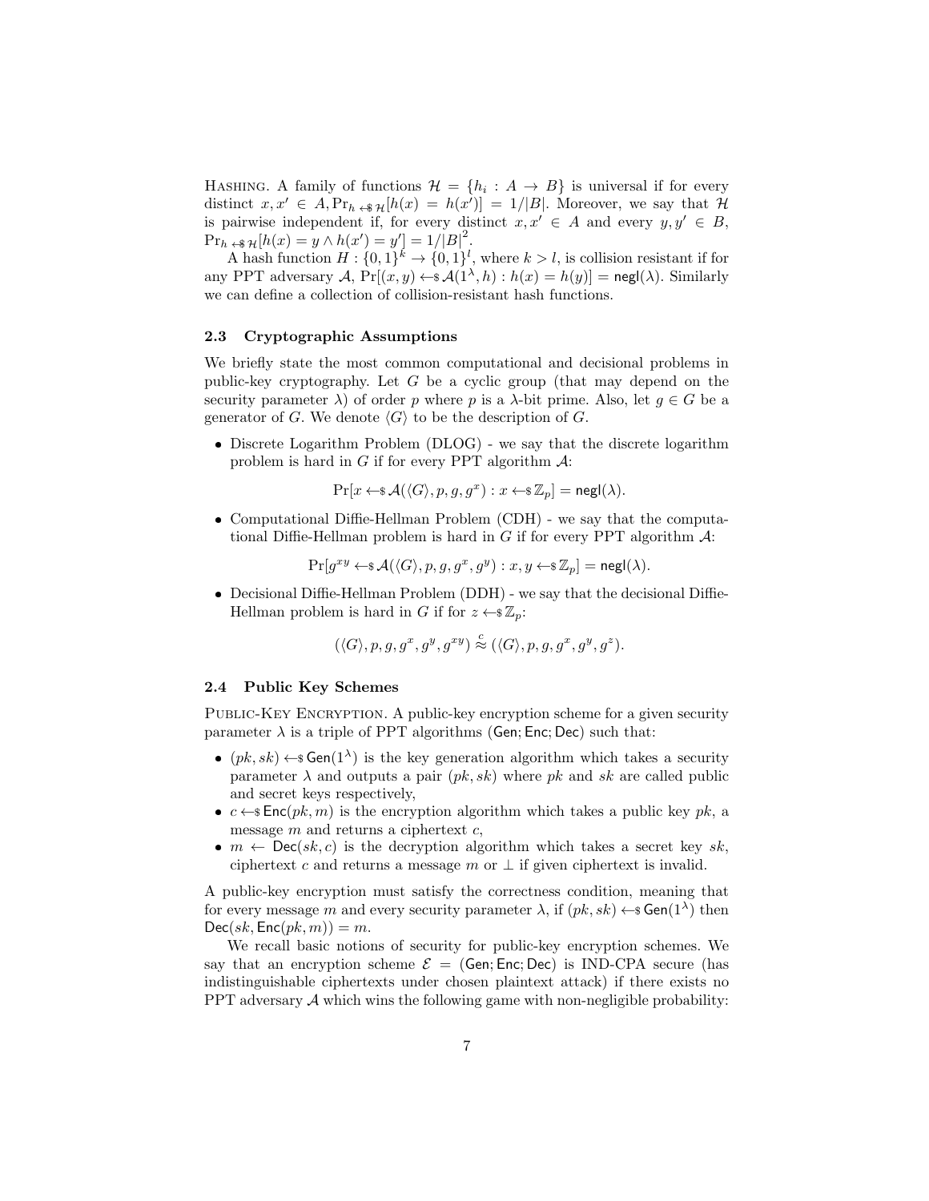HASHING. A family of functions $\mathcal{H} = \{h_i : A \to B\}$ is universal if for every distinct $x, x' \in A, \Pr_{h \leftarrow\$ \mathcal{H}}[h(x) = h(x')] = 1/|B|$. Moreover, we say that $\mathcal{H}$ is pairwise independent if, for every distinct $x, x' \in A$ and every $y, y' \in B$, $\Pr_{h \leftarrow\$ \mathcal{H}}[h(x) = y \wedge h(x') = y'] = 1/|B|^2$.

A hash function $H : \{0,1\}^k \to \{0,1\}^l$, where $k > l$, is collision resistant if for any PPT adversary $\mathcal{A}$, $\Pr[(x, y) \leftarrow\$ \mathcal{A}(1^\lambda, h) : h(x) = h(y)] = \mathsf{negl}(\lambda)$. Similarly we can define a collection of collision-resistant hash functions.

### 2.3 Cryptographic Assumptions

We briefly state the most common computational and decisional problems in public-key cryptography. Let $G$ be a cyclic group (that may depend on the security parameter $\lambda$) of order $p$ where $p$ is a $\lambda$-bit prime. Also, let $g \in G$ be a generator of $G$. We denote $\langle G \rangle$ to be the description of $G$.

- Discrete Logarithm Problem (DLOG) - we say that the discrete logarithm problem is hard in $G$ if for every PPT algorithm $\mathcal{A}$:

$$\Pr[x \leftarrow\$ \mathcal{A}(\langle G \rangle, p, g, g^x) : x \leftarrow\$ \mathbb{Z}_p] = \mathsf{negl}(\lambda).$$

- Computational Diffie-Hellman Problem (CDH) - we say that the computational Diffie-Hellman problem is hard in $G$ if for every PPT algorithm $\mathcal{A}$:

$$\Pr[g^{xy} \leftarrow\$ \mathcal{A}(\langle G \rangle, p, g, g^x, g^y) : x, y \leftarrow\$ \mathbb{Z}_p] = \mathsf{negl}(\lambda).$$

- Decisional Diffie-Hellman Problem (DDH) - we say that the decisional Diffie-Hellman problem is hard in $G$ if for $z \leftarrow\$ \mathbb{Z}_p$:

$$(\langle G \rangle, p, g, g^x, g^y, g^{xy}) \overset{c}{\approx} (\langle G \rangle, p, g, g^x, g^y, g^z).$$

### 2.4 Public Key Schemes

PUBLIC-KEY ENCRYPTION. A public-key encryption scheme for a given security parameter $\lambda$ is a triple of PPT algorithms ($\mathsf{Gen}$; $\mathsf{Enc}$; $\mathsf{Dec}$) such that:

- $(pk, sk) \leftarrow\$ \mathsf{Gen}(1^\lambda)$ is the key generation algorithm which takes a security parameter $\lambda$ and outputs a pair $(pk, sk)$ where $pk$ and $sk$ are called public and secret keys respectively,
- $c \leftarrow\$ \mathsf{Enc}(pk, m)$ is the encryption algorithm which takes a public key $pk$, a message $m$ and returns a ciphertext $c$,
- $m \leftarrow \mathsf{Dec}(sk, c)$ is the decryption algorithm which takes a secret key $sk$, ciphertext $c$ and returns a message $m$ or $\perp$ if given ciphertext is invalid.

A public-key encryption must satisfy the correctness condition, meaning that for every message $m$ and every security parameter $\lambda$, if $(pk, sk) \leftarrow\$ \mathsf{Gen}(1^\lambda)$ then $\mathsf{Dec}(sk, \mathsf{Enc}(pk, m)) = m$.

We recall basic notions of security for public-key encryption schemes. We say that an encryption scheme $\mathcal{E} = (\mathsf{Gen}; \mathsf{Enc}; \mathsf{Dec})$ is IND-CPA secure (has indistinguishable ciphertexts under chosen plaintext attack) if there exists no PPT adversary $\mathcal{A}$ which wins the following game with non-negligible probability: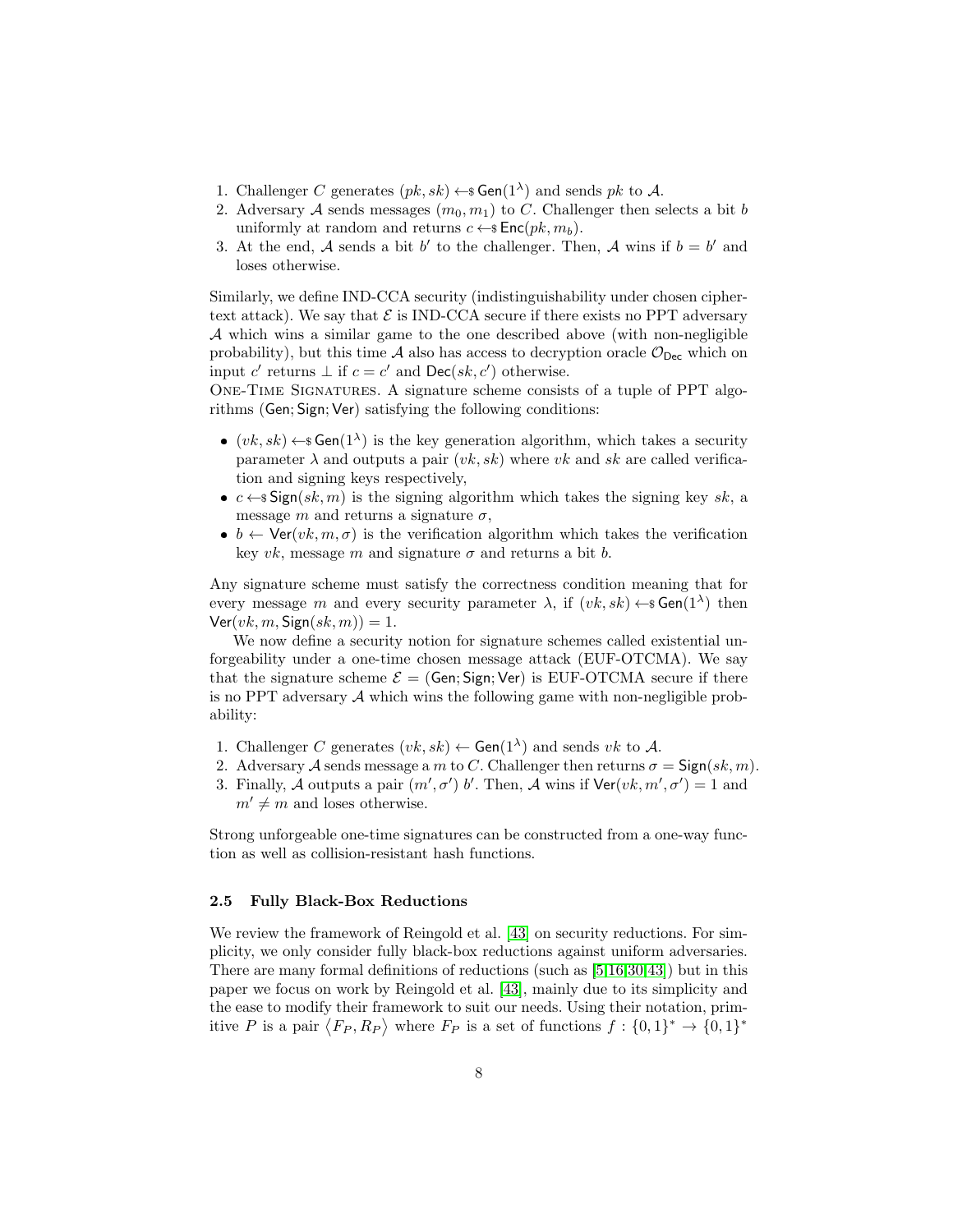1. Challenger $C$ generates $(pk, sk) \leftarrow\$ \mathsf{Gen}(1^\lambda)$ and sends $pk$ to $\mathcal{A}$.
2. Adversary $\mathcal{A}$ sends messages $(m_0, m_1)$ to $C$. Challenger then selects a bit $b$ uniformly at random and returns $c \leftarrow\$ \mathsf{Enc}(pk, m_b)$.
3. At the end, $\mathcal{A}$ sends a bit $b'$ to the challenger. Then, $\mathcal{A}$ wins if $b = b'$ and loses otherwise.

Similarly, we define IND-CCA security (indistinguishability under chosen ciphertext attack). We say that $\mathcal{E}$ is IND-CCA secure if there exists no PPT adversary $\mathcal{A}$ which wins a similar game to the one described above (with non-negligible probability), but this time $\mathcal{A}$ also has access to decryption oracle $\mathcal{O}_{\mathsf{Dec}}$ which on input $c'$ returns $\perp$ if $c = c'$ and $\mathsf{Dec}(sk, c')$ otherwise.

One-Time Signatures. A signature scheme consists of a tuple of PPT algorithms ($\mathsf{Gen}$; $\mathsf{Sign}$; $\mathsf{Ver}$) satisfying the following conditions:

- $(vk, sk) \leftarrow\$ \mathsf{Gen}(1^\lambda)$ is the key generation algorithm, which takes a security parameter $\lambda$ and outputs a pair $(vk, sk)$ where $vk$ and $sk$ are called verification and signing keys respectively,
- $c \leftarrow\$ \mathsf{Sign}(sk, m)$ is the signing algorithm which takes the signing key $sk$, a message $m$ and returns a signature $\sigma$,
- $b \leftarrow \mathsf{Ver}(vk, m, \sigma)$ is the verification algorithm which takes the verification key $vk$, message $m$ and signature $\sigma$ and returns a bit $b$.

Any signature scheme must satisfy the correctness condition meaning that for every message $m$ and every security parameter $\lambda$, if $(vk, sk) \leftarrow\$ \mathsf{Gen}(1^\lambda)$ then $\mathsf{Ver}(vk, m, \mathsf{Sign}(sk, m)) = 1$.

We now define a security notion for signature schemes called existential unforgeability under a one-time chosen message attack (EUF-OTCMA). We say that the signature scheme $\mathcal{E} = (\mathsf{Gen}; \mathsf{Sign}; \mathsf{Ver})$ is EUF-OTCMA secure if there is no PPT adversary $\mathcal{A}$ which wins the following game with non-negligible probability:

1. Challenger $C$ generates $(vk, sk) \leftarrow \mathsf{Gen}(1^\lambda)$ and sends $vk$ to $\mathcal{A}$.
2. Adversary $\mathcal{A}$ sends message a $m$ to $C$. Challenger then returns $\sigma = \mathsf{Sign}(sk, m)$.
3. Finally, $\mathcal{A}$ outputs a pair $(m', \sigma')$ $b'$. Then, $\mathcal{A}$ wins if $\mathsf{Ver}(vk, m', \sigma') = 1$ and $m' \neq m$ and loses otherwise.

Strong unforgeable one-time signatures can be constructed from a one-way function as well as collision-resistant hash functions.

### 2.5 Fully Black-Box Reductions

We review the framework of Reingold et al. [43] on security reductions. For simplicity, we only consider fully black-box reductions against uniform adversaries. There are many formal definitions of reductions (such as [5,16,30,43]) but in this paper we focus on work by Reingold et al. [43], mainly due to its simplicity and the ease to modify their framework to suit our needs. Using their notation, primitive $P$ is a pair $\langle F_P, R_P \rangle$ where $F_P$ is a set of functions $f : \{0,1\}^* \rightarrow \{0,1\}^*$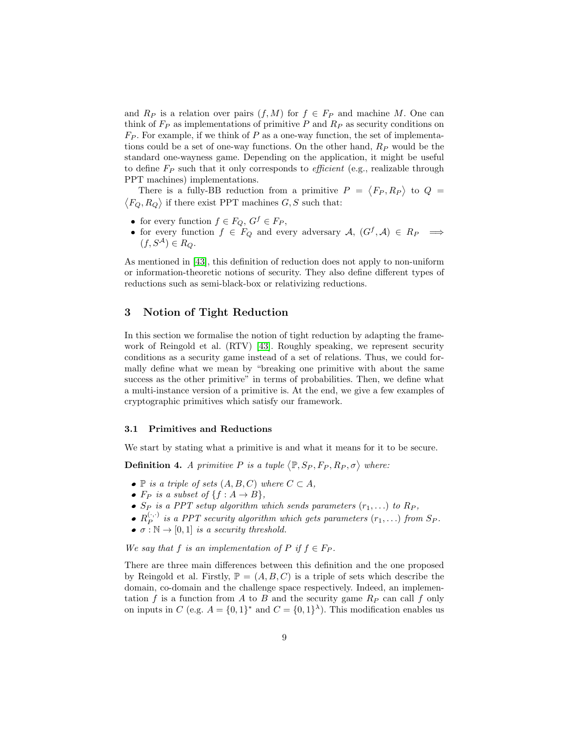and $R_P$ is a relation over pairs $(f, M)$ for $f \in F_P$ and machine $M$. One can think of $F_P$ as implementations of primitive $P$ and $R_P$ as security conditions on $F_P$. For example, if we think of $P$ as a one-way function, the set of implementations could be a set of one-way functions. On the other hand, $R_P$ would be the standard one-wayness game. Depending on the application, it might be useful to define $F_P$ such that it only corresponds to *efficient* (e.g., realizable through PPT machines) implementations.

There is a fully-BB reduction from a primitive $P = \langle F_P, R_P \rangle$ to $Q = \langle F_Q, R_Q \rangle$ if there exist PPT machines $G, S$ such that:

- for every function $f \in F_Q$, $G^f \in F_P$,
- for every function $f \in F_Q$ and every adversary $\mathcal{A}$, $(G^f, \mathcal{A}) \in R_P \implies (f, S^{\mathcal{A}}) \in R_Q$.

As mentioned in [43], this definition of reduction does not apply to non-uniform or information-theoretic notions of security. They also define different types of reductions such as semi-black-box or relativizing reductions.

## 3 Notion of Tight Reduction

In this section we formalise the notion of tight reduction by adapting the framework of Reingold et al. (RTV) [43]. Roughly speaking, we represent security conditions as a security game instead of a set of relations. Thus, we could formally define what we mean by "breaking one primitive with about the same success as the other primitive" in terms of probabilities. Then, we define what a multi-instance version of a primitive is. At the end, we give a few examples of cryptographic primitives which satisfy our framework.

### 3.1 Primitives and Reductions

We start by stating what a primitive is and what it means for it to be secure.

**Definition 4.** *A primitive $P$ is a tuple $\langle \mathbb{P}, S_P, F_P, R_P, \sigma \rangle$ where:*

- *$\mathbb{P}$ is a triple of sets $(A, B, C)$ where $C \subset A$,*
- *$F_P$ is a subset of $\{f : A \to B\}$,*
- *$S_P$ is a PPT setup algorithm which sends parameters $(r_1, \ldots)$ to $R_P$,*
- *$R_P^{(\cdot,\cdot)}$ is a PPT security algorithm which gets parameters $(r_1, \ldots)$ from $S_P$.*
- *$\sigma : \mathbb{N} \to [0, 1]$ is a security threshold.*

*We say that $f$ is an implementation of $P$ if $f \in F_P$.*

There are three main differences between this definition and the one proposed by Reingold et al. Firstly, $\mathbb{P} = (A, B, C)$ is a triple of sets which describe the domain, co-domain and the challenge space respectively. Indeed, an implementation $f$ is a function from $A$ to $B$ and the security game $R_P$ can call $f$ only on inputs in $C$ (e.g. $A = \{0,1\}^*$ and $C = \{0,1\}^\lambda$). This modification enables us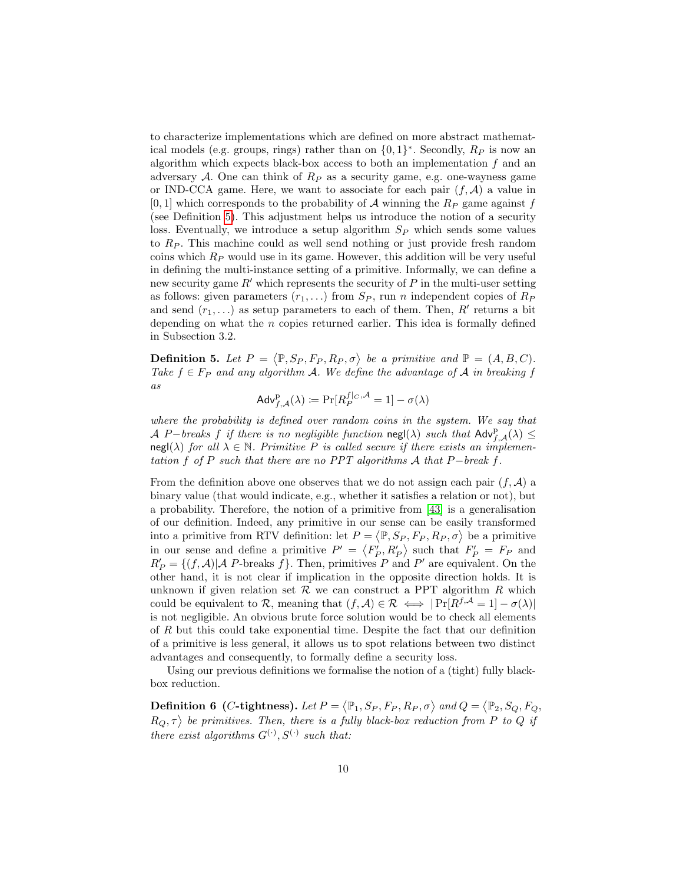to characterize implementations which are defined on more abstract mathematical models (e.g. groups, rings) rather than on $\{0,1\}^*$. Secondly, $R_P$ is now an algorithm which expects black-box access to both an implementation $f$ and an adversary $\mathcal{A}$. One can think of $R_P$ as a security game, e.g. one-wayness game or IND-CCA game. Here, we want to associate for each pair $(f, \mathcal{A})$ a value in $[0,1]$ which corresponds to the probability of $\mathcal{A}$ winning the $R_P$ game against $f$ (see Definition 5). This adjustment helps us introduce the notion of a security loss. Eventually, we introduce a setup algorithm $S_P$ which sends some values to $R_P$. This machine could as well send nothing or just provide fresh random coins which $R_P$ would use in its game. However, this addition will be very useful in defining the multi-instance setting of a primitive. Informally, we can define a new security game $R'$ which represents the security of $P$ in the multi-user setting as follows: given parameters $(r_1, \ldots)$ from $S_P$, run $n$ independent copies of $R_P$ and send $(r_1, \ldots)$ as setup parameters to each of them. Then, $R'$ returns a bit depending on what the $n$ copies returned earlier. This idea is formally defined in Subsection 3.2.

**Definition 5.** *Let $P = \langle \mathbb{P}, S_P, F_P, R_P, \sigma \rangle$ be a primitive and $\mathbb{P} = (A, B, C)$. Take $f \in F_P$ and any algorithm $\mathcal{A}$. We define the advantage of $\mathcal{A}$ in breaking $f$ as*

$$\mathsf{Adv}^{\mathrm{P}}_{f,\mathcal{A}}(\lambda) \coloneqq \Pr[R_P^{f|_C, \mathcal{A}} = 1] - \sigma(\lambda)$$

*where the probability is defined over random coins in the system. We say that $\mathcal{A}$ $P-$breaks $f$ if there is no negligible function $\mathsf{negl}(\lambda)$ such that $\mathsf{Adv}^{\mathrm{P}}_{f,\mathcal{A}}(\lambda) \leq \mathsf{negl}(\lambda)$ for all $\lambda \in \mathbb{N}$. Primitive $P$ is called secure if there exists an implementation $f$ of $P$ such that there are no PPT algorithms $\mathcal{A}$ that $P-$break $f$.*

From the definition above one observes that we do not assign each pair $(f, \mathcal{A})$ a binary value (that would indicate, e.g., whether it satisfies a relation or not), but a probability. Therefore, the notion of a primitive from [43] is a generalisation of our definition. Indeed, any primitive in our sense can be easily transformed into a primitive from RTV definition: let $P = \langle \mathbb{P}, S_P, F_P, R_P, \sigma \rangle$ be a primitive in our sense and define a primitive $P' = \langle F'_P, R'_P \rangle$ such that $F'_P = F_P$ and $R'_P = \{(f, \mathcal{A}) | \mathcal{A}\ P\text{-breaks } f\}$. Then, primitives $P$ and $P'$ are equivalent. On the other hand, it is not clear if implication in the opposite direction holds. It is unknown if given relation set $\mathcal{R}$ we can construct a PPT algorithm $R$ which could be equivalent to $\mathcal{R}$, meaning that $(f, \mathcal{A}) \in \mathcal{R} \iff |\Pr[R^{f,\mathcal{A}} = 1] - \sigma(\lambda)|$ is not negligible. An obvious brute force solution would be to check all elements of $R$ but this could take exponential time. Despite the fact that our definition of a primitive is less general, it allows us to spot relations between two distinct advantages and consequently, to formally define a security loss.

Using our previous definitions we formalise the notion of a (tight) fully black-box reduction.

**Definition 6** **($C$-tightness).** *Let $P = \langle \mathbb{P}_1, S_P, F_P, R_P, \sigma \rangle$ and $Q = \langle \mathbb{P}_2, S_Q, F_Q, R_Q, \tau \rangle$ be primitives. Then, there is a fully black-box reduction from $P$ to $Q$ if there exist algorithms $G^{(\cdot)}, S^{(\cdot)}$ such that:*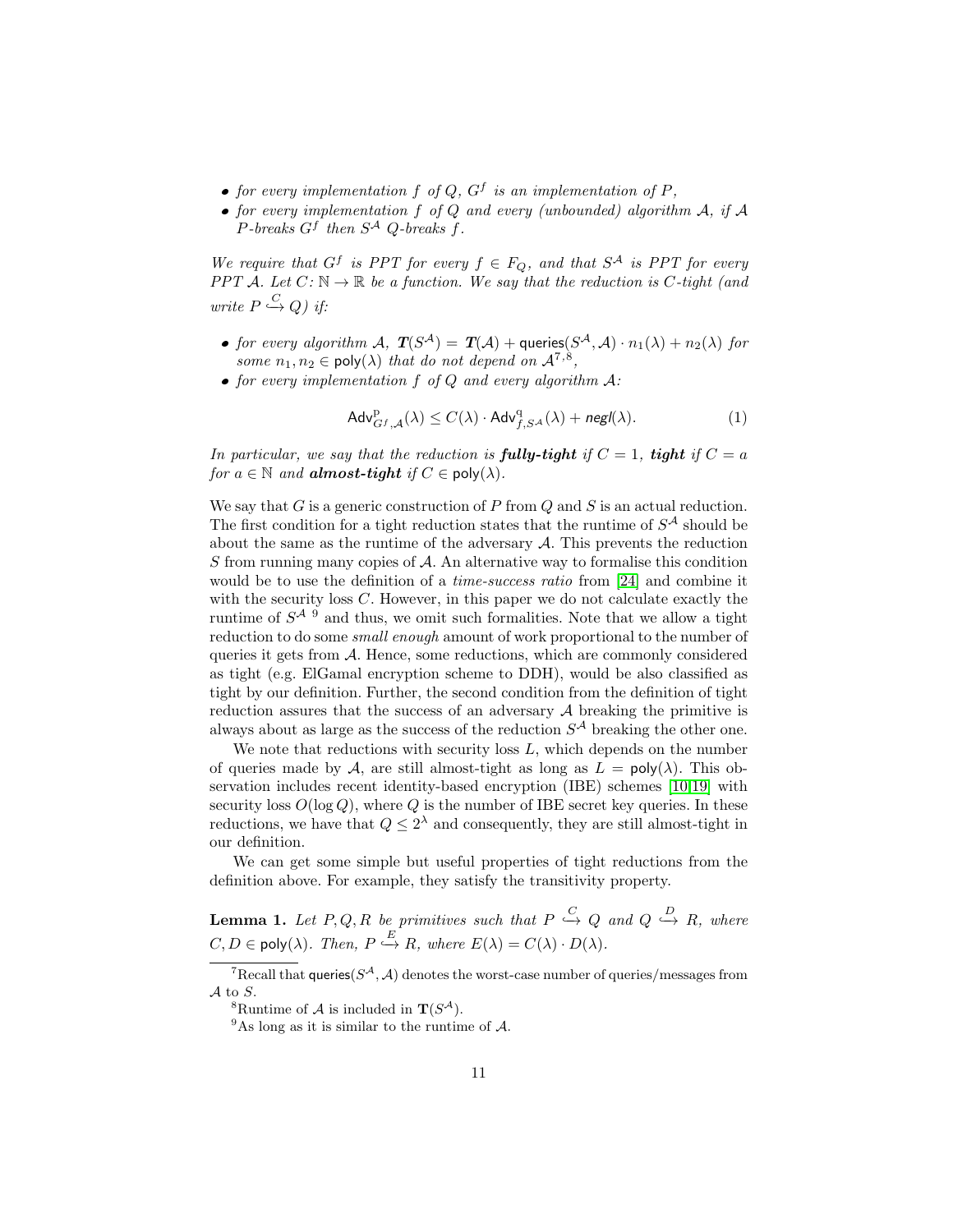- *for every implementation $f$ of $Q$, $G^f$ is an implementation of $P$,*
- *for every implementation $f$ of $Q$ and every (unbounded) algorithm $\mathcal{A}$, if $\mathcal{A}$ $P$-breaks $G^f$ then $S^{\mathcal{A}}$ $Q$-breaks $f$.*

*We require that $G^f$ is PPT for every $f \in F_Q$, and that $S^{\mathcal{A}}$ is PPT for every PPT $\mathcal{A}$. Let $C\colon \mathbb{N} \to \mathbb{R}$ be a function. We say that the reduction is $C$-tight (and write $P \overset{C}{\hookrightarrow} Q$) if:*

- *for every algorithm $\mathcal{A}$, $\boldsymbol{T}(S^{\mathcal{A}}) = \boldsymbol{T}(\mathcal{A}) + \mathsf{queries}(S^{\mathcal{A}}, \mathcal{A}) \cdot n_1(\lambda) + n_2(\lambda)$ for some $n_1, n_2 \in \mathsf{poly}(\lambda)$ that do not depend on $\mathcal{A}$[7,8],*
- *for every implementation $f$ of $Q$ and every algorithm $\mathcal{A}$:*

$$\mathsf{Adv}^{\mathrm{p}}_{G^f,\mathcal{A}}(\lambda) \leq C(\lambda) \cdot \mathsf{Adv}^{\mathrm{q}}_{f,S^{\mathcal{A}}}(\lambda) + \textit{negl}(\lambda). \tag{1}$$

*In particular, we say that the reduction is **fully-tight** if $C = 1$, **tight** if $C = a$ for $a \in \mathbb{N}$ and **almost-tight** if $C \in \mathsf{poly}(\lambda)$.*

We say that $G$ is a generic construction of $P$ from $Q$ and $S$ is an actual reduction. The first condition for a tight reduction states that the runtime of $S^{\mathcal{A}}$ should be about the same as the runtime of the adversary $\mathcal{A}$. This prevents the reduction $S$ from running many copies of $\mathcal{A}$. An alternative way to formalise this condition would be to use the definition of a *time-success ratio* from [24] and combine it with the security loss $C$. However, in this paper we do not calculate exactly the runtime of $S^{\mathcal{A}}$ [9] and thus, we omit such formalities. Note that we allow a tight reduction to do some *small enough* amount of work proportional to the number of queries it gets from $\mathcal{A}$. Hence, some reductions, which are commonly considered as tight (e.g. ElGamal encryption scheme to DDH), would be also classified as tight by our definition. Further, the second condition from the definition of tight reduction assures that the success of an adversary $\mathcal{A}$ breaking the primitive is always about as large as the success of the reduction $S^{\mathcal{A}}$ breaking the other one.

We note that reductions with security loss $L$, which depends on the number of queries made by $\mathcal{A}$, are still almost-tight as long as $L = \mathsf{poly}(\lambda)$. This observation includes recent identity-based encryption (IBE) schemes [10,19] with security loss $O(\log Q)$, where $Q$ is the number of IBE secret key queries. In these reductions, we have that $Q \leq 2^{\lambda}$ and consequently, they are still almost-tight in our definition.

We can get some simple but useful properties of tight reductions from the definition above. For example, they satisfy the transitivity property.

**Lemma 1.** *Let $P, Q, R$ be primitives such that $P \overset{C}{\hookrightarrow} Q$ and $Q \overset{D}{\hookrightarrow} R$, where $C, D \in \mathsf{poly}(\lambda)$. Then, $P \overset{E}{\hookrightarrow} R$, where $E(\lambda) = C(\lambda) \cdot D(\lambda)$.*

---

[7] Recall that $\mathsf{queries}(S^{\mathcal{A}}, \mathcal{A})$ denotes the worst-case number of queries/messages from $\mathcal{A}$ to $S$.

[8] Runtime of $\mathcal{A}$ is included in $\mathbf{T}(S^{\mathcal{A}})$.

[9] As long as it is similar to the runtime of $\mathcal{A}$.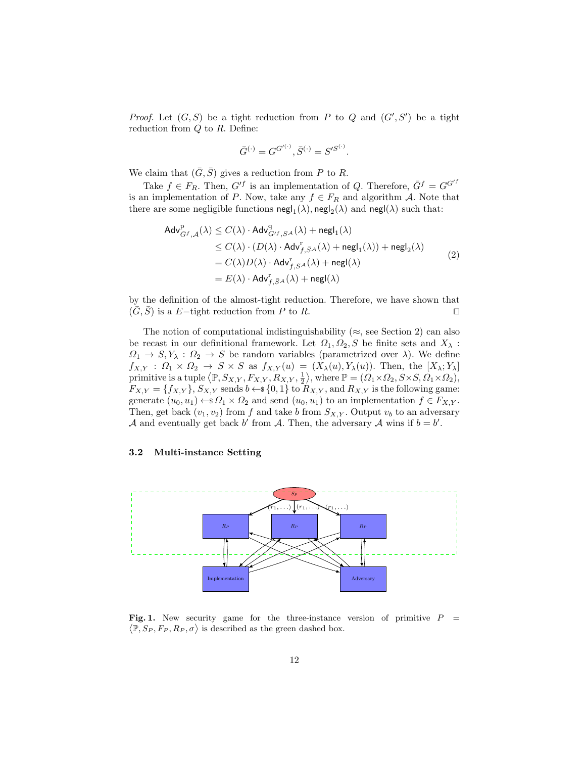*Proof.* Let $(G, S)$ be a tight reduction from $P$ to $Q$ and $(G', S')$ be a tight reduction from $Q$ to $R$. Define:

$$\bar{G}^{(\cdot)} = G^{G'^{(\cdot)}}, \bar{S}^{(\cdot)} = S'^{S^{(\cdot)}}.$$

We claim that $(\bar{G}, \bar{S})$ gives a reduction from $P$ to $R$.

Take $f \in F_R$. Then, $G'^f$ is an implementation of $Q$. Therefore, $\bar{G}^f = G^{G'^f}$ is an implementation of $P$. Now, take any $f \in F_R$ and algorithm $\mathcal{A}$. Note that there are some negligible functions $\mathsf{negl}_1(\lambda), \mathsf{negl}_2(\lambda)$ and $\mathsf{negl}(\lambda)$ such that:

$$\begin{aligned}
\mathsf{Adv}^{\mathrm{p}}_{\bar{G}^f,\mathcal{A}}(\lambda) &\le C(\lambda) \cdot \mathsf{Adv}^{\mathrm{q}}_{G'^f, S^{\mathcal{A}}}(\lambda) + \mathsf{negl}_1(\lambda) \\
&\le C(\lambda) \cdot (D(\lambda) \cdot \mathsf{Adv}^{\mathrm{r}}_{f,\bar{S}^{\mathcal{A}}}(\lambda) + \mathsf{negl}_1(\lambda)) + \mathsf{negl}_2(\lambda) \\
&= C(\lambda)D(\lambda) \cdot \mathsf{Adv}^{\mathrm{r}}_{f,\bar{S}^{\mathcal{A}}}(\lambda) + \mathsf{negl}(\lambda) \\
&= E(\lambda) \cdot \mathsf{Adv}^{\mathrm{r}}_{f,\bar{S}^{\mathcal{A}}}(\lambda) + \mathsf{negl}(\lambda)
\end{aligned} \tag{2}$$

by the definition of the almost-tight reduction. Therefore, we have shown that $(\bar{G}, \bar{S})$ is a $E-$tight reduction from $P$ to $R$. $\square$

The notion of computational indistinguishability ($\approx$, see Section 2) can also be recast in our definitional framework. Let $\Omega_1, \Omega_2, S$ be finite sets and $X_\lambda : \Omega_1 \to S, Y_\lambda : \Omega_2 \to S$ be random variables (parametrized over $\lambda$). We define $f_{X,Y} : \Omega_1 \times \Omega_2 \to S \times S$ as $f_{X,Y}(u) = (X_\lambda(u), Y_\lambda(u))$. Then, the $[X_\lambda; Y_\lambda]$ primitive is a tuple $\langle \mathbb{P}, S_{X,Y}, F_{X,Y}, R_{X,Y}, \frac{1}{2} \rangle$, where $\mathbb{P} = (\Omega_1 \times \Omega_2, S \times S, \Omega_1 \times \Omega_2)$, $F_{X,Y} = \{f_{X,Y}\}$, $S_{X,Y}$ sends $b \leftarrow\$ \{0,1\}$ to $R_{X,Y}$, and $R_{X,Y}$ is the following game: generate $(u_0, u_1) \leftarrow\$ \Omega_1 \times \Omega_2$ and send $(u_0, u_1)$ to an implementation $f \in F_{X,Y}$. Then, get back $(v_1, v_2)$ from $f$ and take $b$ from $S_{X,Y}$. Output $v_b$ to an adversary $\mathcal{A}$ and eventually get back $b'$ from $\mathcal{A}$. Then, the adversary $\mathcal{A}$ wins if $b = b'$.

### 3.2 Multi-instance Setting

**Fig. 1.** New security game for the three-instance version of primitive $P = \langle \mathbb{P}, S_P, F_P, R_P, \sigma \rangle$ is described as the green dashed box.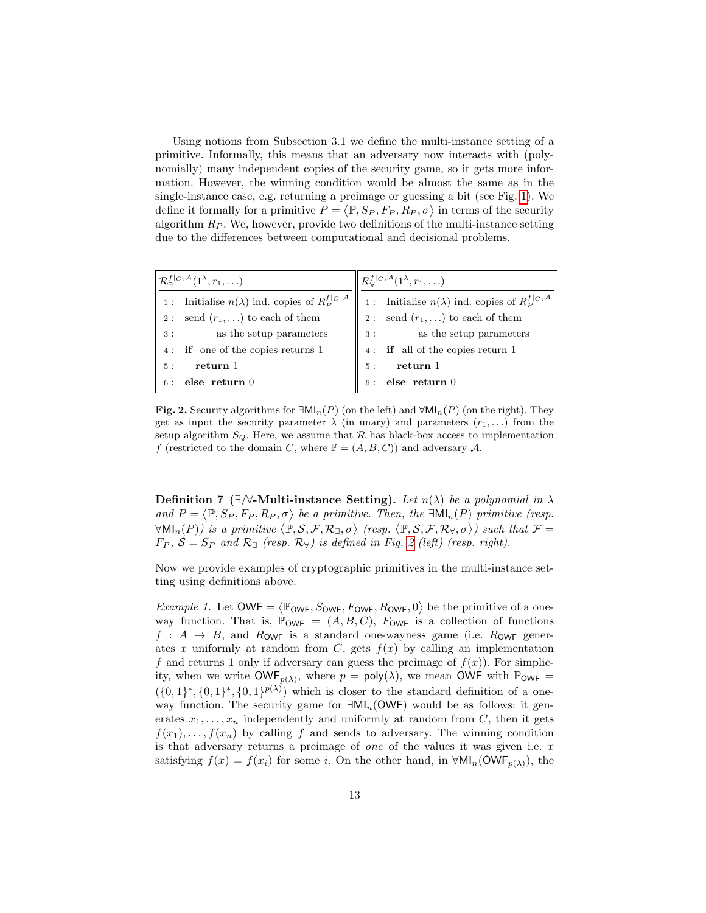Using notions from Subsection 3.1 we define the multi-instance setting of a primitive. Informally, this means that an adversary now interacts with (polynomially) many independent copies of the security game, so it gets more information. However, the winning condition would be almost the same as in the single-instance case, e.g. returning a preimage or guessing a bit (see Fig. 1). We define it formally for a primitive $P = \langle \mathbb{P}, S_P, F_P, R_P, \sigma \rangle$ in terms of the security algorithm $R_P$. We, however, provide two definitions of the multi-instance setting due to the differences between computational and decisional problems.

| $\mathcal{R}_{\exists}^{f\|_C,\mathcal{A}}(1^\lambda, r_1, \ldots)$ | $\mathcal{R}_{\forall}^{f\|_C,\mathcal{A}}(1^\lambda, r_1, \ldots)$ |
|---|---|
| 1 : Initialise $n(\lambda)$ ind. copies of $R_P^{f\|_C,\mathcal{A}}$ | 1 : Initialise $n(\lambda)$ ind. copies of $R_P^{f\|_C,\mathcal{A}}$ |
| 2 : send $(r_1, \ldots)$ to each of them | 2 : send $(r_1, \ldots)$ to each of them |
| 3 : as the setup parameters | 3 : as the setup parameters |
| 4 : **if** one of the copies returns 1 | 4 : **if** all of the copies return 1 |
| 5 : **return** 1 | 5 : **return** 1 |
| 6 : **else return** 0 | 6 : **else return** 0 |

**Fig. 2.** Security algorithms for $\exists\mathsf{MI}_n(P)$ (on the left) and $\forall\mathsf{MI}_n(P)$ (on the right). They get as input the security parameter $\lambda$ (in unary) and parameters $(r_1, \ldots)$ from the setup algorithm $S_Q$. Here, we assume that $\mathcal{R}$ has black-box access to implementation $f$ (restricted to the domain $C$, where $\mathbb{P} = (A, B, C)$) and adversary $\mathcal{A}$.

**Definition 7 ($\exists/\forall$-Multi-instance Setting).** *Let $n(\lambda)$ be a polynomial in $\lambda$ and $P = \langle \mathbb{P}, S_P, F_P, R_P, \sigma \rangle$ be a primitive. Then, the $\exists\mathsf{MI}_n(P)$ primitive (resp. $\forall\mathsf{MI}_n(P)$) is a primitive $\langle \mathbb{P}, \mathcal{S}, \mathcal{F}, \mathcal{R}_\exists, \sigma \rangle$ (resp. $\langle \mathbb{P}, \mathcal{S}, \mathcal{F}, \mathcal{R}_\forall, \sigma \rangle$) such that $\mathcal{F} = F_P$, $\mathcal{S} = S_P$ and $\mathcal{R}_\exists$ (resp. $\mathcal{R}_\forall$) is defined in Fig. 2 (left) (resp. right).*

Now we provide examples of cryptographic primitives in the multi-instance setting using definitions above.

*Example 1.* Let $\mathsf{OWF} = \langle \mathbb{P}_{\mathsf{OWF}}, S_{\mathsf{OWF}}, F_{\mathsf{OWF}}, R_{\mathsf{OWF}}, 0 \rangle$ be the primitive of a one-way function. That is, $\mathbb{P}_{\mathsf{OWF}} = (A, B, C)$, $F_{\mathsf{OWF}}$ is a collection of functions $f : A \to B$, and $R_{\mathsf{OWF}}$ is a standard one-wayness game (i.e. $R_{\mathsf{OWF}}$ generates $x$ uniformly at random from $C$, gets $f(x)$ by calling an implementation $f$ and returns 1 only if adversary can guess the preimage of $f(x)$). For simplicity, when we write $\mathsf{OWF}_{p(\lambda)}$, where $p = \mathsf{poly}(\lambda)$, we mean $\mathsf{OWF}$ with $\mathbb{P}_{\mathsf{OWF}} = (\{0,1\}^*, \{0,1\}^*, \{0,1\}^{p(\lambda)})$ which is closer to the standard definition of a one-way function. The security game for $\exists\mathsf{MI}_n(\mathsf{OWF})$ would be as follows: it generates $x_1, \ldots, x_n$ independently and uniformly at random from $C$, then it gets $f(x_1), \ldots, f(x_n)$ by calling $f$ and sends to adversary. The winning condition is that adversary returns a preimage of *one* of the values it was given i.e. $x$ satisfying $f(x) = f(x_i)$ for some $i$. On the other hand, in $\forall\mathsf{MI}_n(\mathsf{OWF}_{p(\lambda)})$, the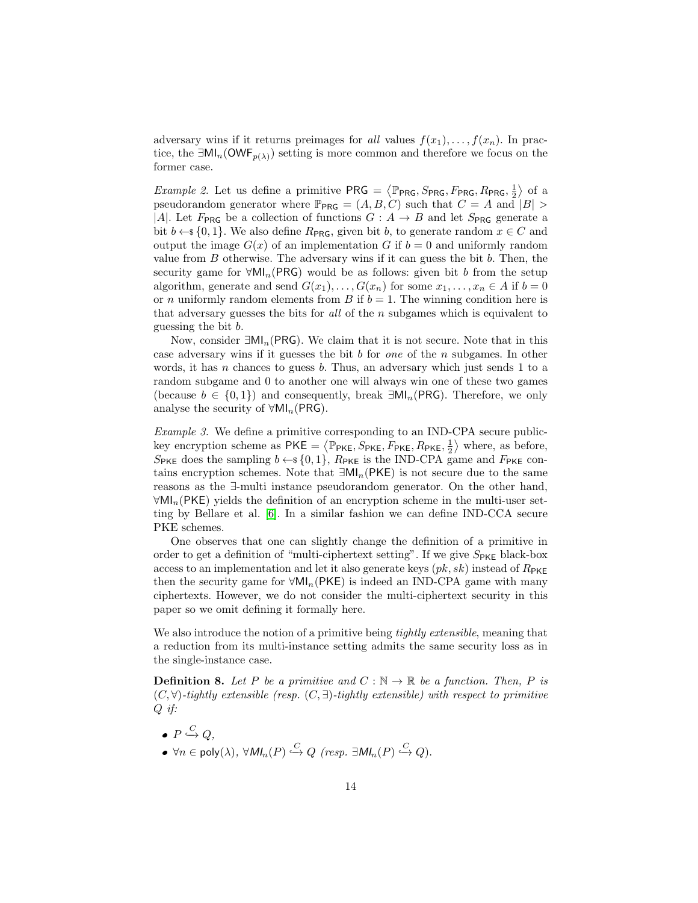adversary wins if it returns preimages for *all* values $f(x_1), \ldots, f(x_n)$. In practice, the $\exists\mathsf{MI}_n(\mathsf{OWF}_{p(\lambda)})$ setting is more common and therefore we focus on the former case.

*Example 2.* Let us define a primitive $\mathsf{PRG} = \left\langle \mathbb{P}_{\mathsf{PRG}}, S_{\mathsf{PRG}}, F_{\mathsf{PRG}}, R_{\mathsf{PRG}}, \frac{1}{2} \right\rangle$ of a pseudorandom generator where $\mathbb{P}_{\mathsf{PRG}} = (A, B, C)$ such that $C = A$ and $|B| > |A|$. Let $F_{\mathsf{PRG}}$ be a collection of functions $G : A \to B$ and let $S_{\mathsf{PRG}}$ generate a bit $b \leftarrow\!\!\$\, \{0,1\}$. We also define $R_{\mathsf{PRG}}$, given bit $b$, to generate random $x \in C$ and output the image $G(x)$ of an implementation $G$ if $b = 0$ and uniformly random value from $B$ otherwise. The adversary wins if it can guess the bit $b$. Then, the security game for $\forall\mathsf{MI}_n(\mathsf{PRG})$ would be as follows: given bit $b$ from the setup algorithm, generate and send $G(x_1), \ldots, G(x_n)$ for some $x_1, \ldots, x_n \in A$ if $b = 0$ or $n$ uniformly random elements from $B$ if $b = 1$. The winning condition here is that adversary guesses the bits for *all* of the $n$ subgames which is equivalent to guessing the bit $b$.

Now, consider $\exists\mathsf{MI}_n(\mathsf{PRG})$. We claim that it is not secure. Note that in this case adversary wins if it guesses the bit $b$ for *one* of the $n$ subgames. In other words, it has $n$ chances to guess $b$. Thus, an adversary which just sends 1 to a random subgame and 0 to another one will always win one of these two games (because $b \in \{0,1\}$) and consequently, break $\exists\mathsf{MI}_n(\mathsf{PRG})$. Therefore, we only analyse the security of $\forall\mathsf{MI}_n(\mathsf{PRG})$.

*Example 3.* We define a primitive corresponding to an IND-CPA secure public-key encryption scheme as $\mathsf{PKE} = \left\langle \mathbb{P}_{\mathsf{PKE}}, S_{\mathsf{PKE}}, F_{\mathsf{PKE}}, R_{\mathsf{PKE}}, \frac{1}{2} \right\rangle$ where, as before, $S_{\mathsf{PKE}}$ does the sampling $b \leftarrow\!\!\$\, \{0,1\}$, $R_{\mathsf{PKE}}$ is the IND-CPA game and $F_{\mathsf{PKE}}$ contains encryption schemes. Note that $\exists\mathsf{MI}_n(\mathsf{PKE})$ is not secure due to the same reasons as the $\exists$-multi instance pseudorandom generator. On the other hand, $\forall\mathsf{MI}_n(\mathsf{PKE})$ yields the definition of an encryption scheme in the multi-user setting by Bellare et al. [6]. In a similar fashion we can define IND-CCA secure PKE schemes.

One observes that one can slightly change the definition of a primitive in order to get a definition of "multi-ciphertext setting". If we give $S_{\mathsf{PKE}}$ black-box access to an implementation and let it also generate keys $(pk, sk)$ instead of $R_{\mathsf{PKE}}$ then the security game for $\forall\mathsf{MI}_n(\mathsf{PKE})$ is indeed an IND-CPA game with many ciphertexts. However, we do not consider the multi-ciphertext security in this paper so we omit defining it formally here.

We also introduce the notion of a primitive being *tightly extensible*, meaning that a reduction from its multi-instance setting admits the same security loss as in the single-instance case.

**Definition 8.** *Let $P$ be a primitive and $C : \mathbb{N} \to \mathbb{R}$ be a function. Then, $P$ is $(C, \forall)$-tightly extensible (resp. $(C, \exists)$-tightly extensible) with respect to primitive $Q$ if:*

- $P \overset{C}{\hookrightarrow} Q$,
- $\forall n \in \mathsf{poly}(\lambda)$, $\forall\mathsf{MI}_n(P) \overset{C}{\hookrightarrow} Q$ *(resp.* $\exists\mathsf{MI}_n(P) \overset{C}{\hookrightarrow} Q$*).*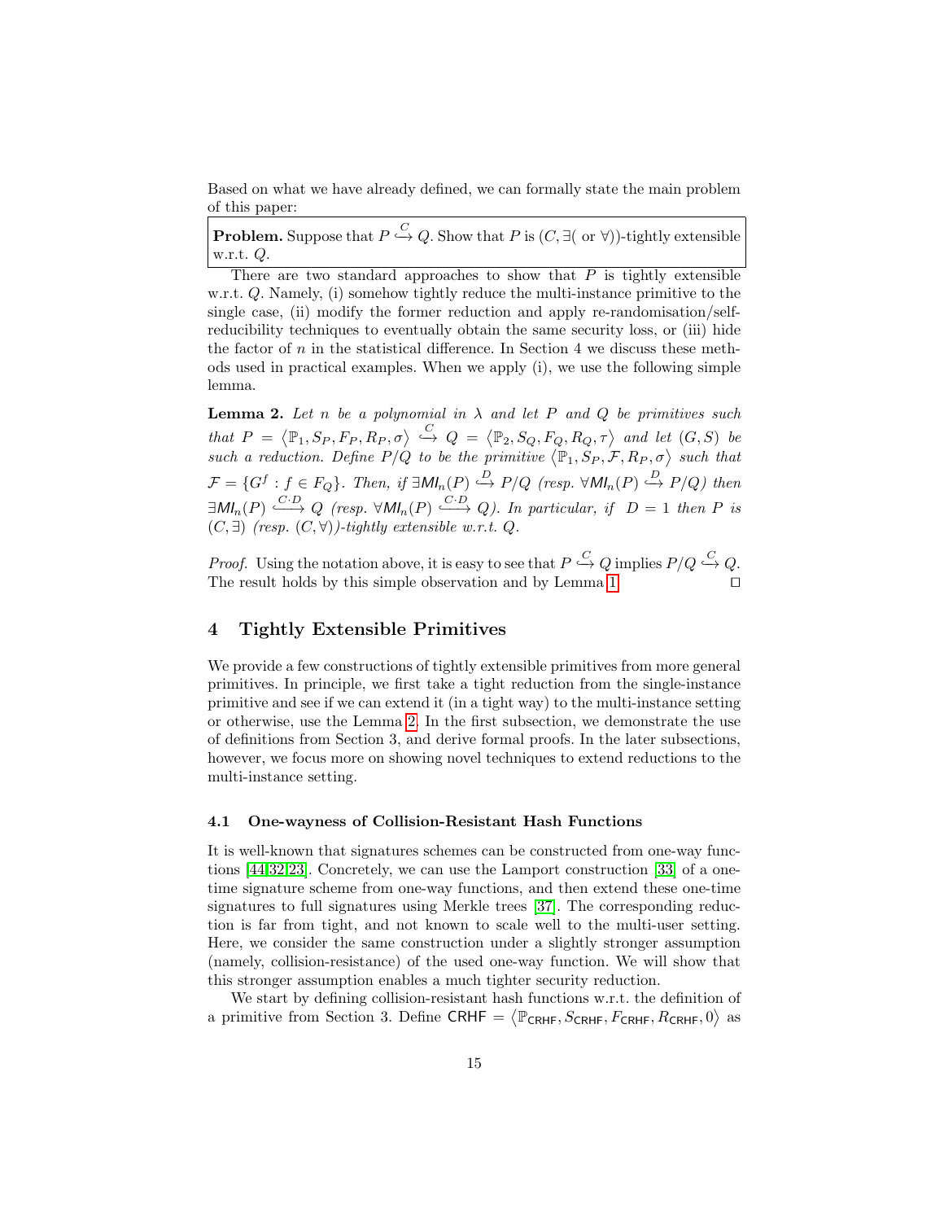Based on what we have already defined, we can formally state the main problem of this paper:

**Problem.** Suppose that $P \overset{C}{\hookrightarrow} Q$. Show that $P$ is $(C, \exists(\text{ or } \forall))$-tightly extensible w.r.t. $Q$.

There are two standard approaches to show that $P$ is tightly extensible w.r.t. $Q$. Namely, (i) somehow tightly reduce the multi-instance primitive to the single case, (ii) modify the former reduction and apply re-randomisation/self-reducibility techniques to eventually obtain the same security loss, or (iii) hide the factor of $n$ in the statistical difference. In Section 4 we discuss these methods used in practical examples. When we apply (i), we use the following simple lemma.

**Lemma 2.** *Let $n$ be a polynomial in $\lambda$ and let $P$ and $Q$ be primitives such that $P = \langle \mathbb{P}_1, S_P, F_P, R_P, \sigma \rangle \overset{C}{\hookrightarrow} Q = \langle \mathbb{P}_2, S_Q, F_Q, R_Q, \tau \rangle$ and let $(G, S)$ be such a reduction. Define $P/Q$ to be the primitive $\langle \mathbb{P}_1, S_P, \mathcal{F}, R_P, \sigma \rangle$ such that $\mathcal{F} = \{G^f : f \in F_Q\}$. Then, if $\exists \mathsf{MI}_n(P) \overset{D}{\hookrightarrow} P/Q$ (resp. $\forall \mathsf{MI}_n(P) \overset{D}{\hookrightarrow} P/Q$) then $\exists \mathsf{MI}_n(P) \overset{C \cdot D}{\hookrightarrow} Q$ (resp. $\forall \mathsf{MI}_n(P) \overset{C \cdot D}{\hookrightarrow} Q$). In particular, if $D = 1$ then $P$ is $(C, \exists)$ (resp. $(C, \forall)$)-tightly extensible w.r.t. $Q$.*

*Proof.* Using the notation above, it is easy to see that $P \overset{C}{\hookrightarrow} Q$ implies $P/Q \overset{C}{\hookrightarrow} Q$. The result holds by this simple observation and by Lemma 1. □

## 4 Tightly Extensible Primitives

We provide a few constructions of tightly extensible primitives from more general primitives. In principle, we first take a tight reduction from the single-instance primitive and see if we can extend it (in a tight way) to the multi-instance setting or otherwise, use the Lemma 2. In the first subsection, we demonstrate the use of definitions from Section 3, and derive formal proofs. In the later subsections, however, we focus more on showing novel techniques to extend reductions to the multi-instance setting.

### 4.1 One-wayness of Collision-Resistant Hash Functions

It is well-known that signatures schemes can be constructed from one-way functions [44,32,23]. Concretely, we can use the Lamport construction [33] of a one-time signature scheme from one-way functions, and then extend these one-time signatures to full signatures using Merkle trees [37]. The corresponding reduction is far from tight, and not known to scale well to the multi-user setting. Here, we consider the same construction under a slightly stronger assumption (namely, collision-resistance) of the used one-way function. We will show that this stronger assumption enables a much tighter security reduction.

We start by defining collision-resistant hash functions w.r.t. the definition of a primitive from Section 3. Define $\mathsf{CRHF} = \langle \mathbb{P}_{\mathsf{CRHF}}, S_{\mathsf{CRHF}}, F_{\mathsf{CRHF}}, R_{\mathsf{CRHF}}, 0 \rangle$ as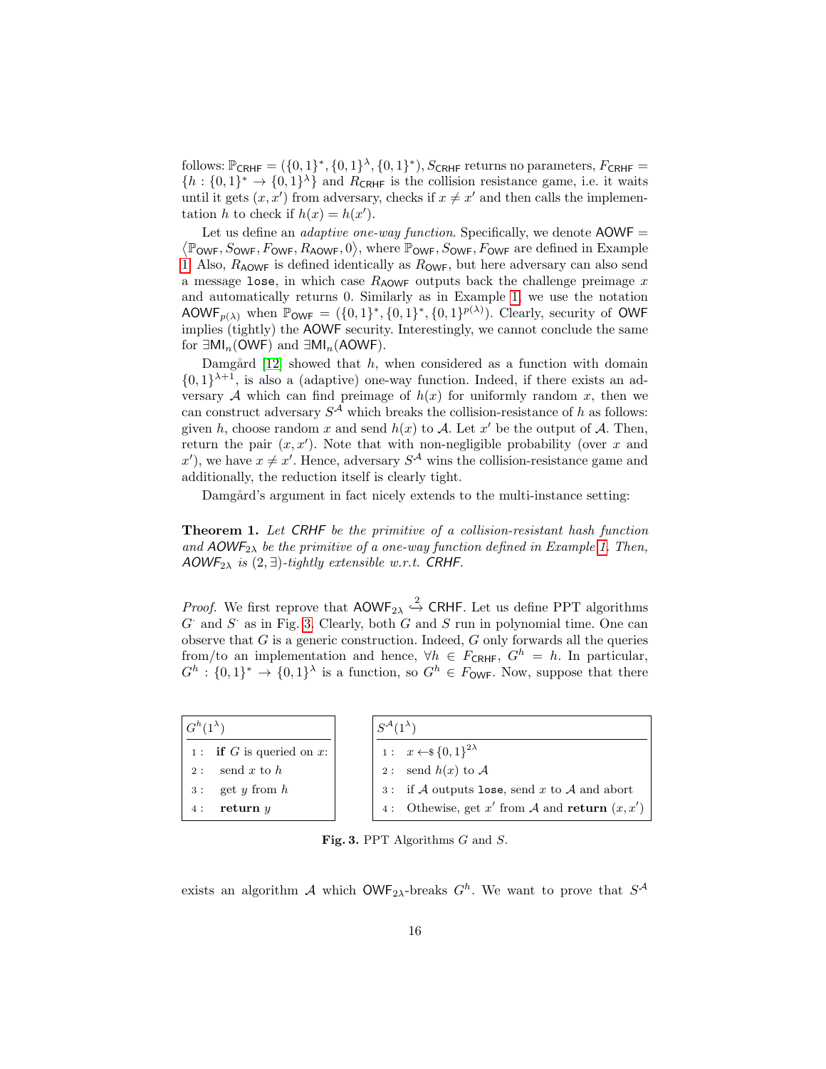follows: $\mathbb{P}_{\mathsf{CRHF}} = (\{0,1\}^*, \{0,1\}^\lambda, \{0,1\}^*)$, $S_{\mathsf{CRHF}}$ returns no parameters, $F_{\mathsf{CRHF}} = \{h : \{0,1\}^* \to \{0,1\}^\lambda\}$ and $R_{\mathsf{CRHF}}$ is the collision resistance game, i.e. it waits until it gets $(x, x')$ from adversary, checks if $x \neq x'$ and then calls the implementation $h$ to check if $h(x) = h(x')$.

Let us define an *adaptive one-way function*. Specifically, we denote $\mathsf{AOWF} = \langle \mathbb{P}_{\mathsf{OWF}}, S_{\mathsf{OWF}}, F_{\mathsf{OWF}}, R_{\mathsf{AOWF}}, 0 \rangle$, where $\mathbb{P}_{\mathsf{OWF}}, S_{\mathsf{OWF}}, F_{\mathsf{OWF}}$ are defined in Example 1. Also, $R_{\mathsf{AOWF}}$ is defined identically as $R_{\mathsf{OWF}}$, but here adversary can also send a message `lose`, in which case $R_{\mathsf{AOWF}}$ outputs back the challenge preimage $x$ and automatically returns 0. Similarly as in Example 1, we use the notation $\mathsf{AOWF}_{p(\lambda)}$ when $\mathbb{P}_{\mathsf{OWF}} = (\{0,1\}^*, \{0,1\}^*, \{0,1\}^{p(\lambda)})$. Clearly, security of $\mathsf{OWF}$ implies (tightly) the $\mathsf{AOWF}$ security. Interestingly, we cannot conclude the same for $\exists\mathsf{MI}_n(\mathsf{OWF})$ and $\exists\mathsf{MI}_n(\mathsf{AOWF})$.

Damgård [12] showed that $h$, when considered as a function with domain $\{0,1\}^{\lambda+1}$, is also a (adaptive) one-way function. Indeed, if there exists an adversary $\mathcal{A}$ which can find preimage of $h(x)$ for uniformly random $x$, then we can construct adversary $S^{\mathcal{A}}$ which breaks the collision-resistance of $h$ as follows: given $h$, choose random $x$ and send $h(x)$ to $\mathcal{A}$. Let $x'$ be the output of $\mathcal{A}$. Then, return the pair $(x, x')$. Note that with non-negligible probability (over $x$ and $x'$), we have $x \neq x'$. Hence, adversary $S^{\mathcal{A}}$ wins the collision-resistance game and additionally, the reduction itself is clearly tight.

Damgård's argument in fact nicely extends to the multi-instance setting:

**Theorem 1.** *Let CRHF be the primitive of a collision-resistant hash function and $\mathsf{AOWF}_{2\lambda}$ be the primitive of a one-way function defined in Example 1. Then, $\mathsf{AOWF}_{2\lambda}$ is $(2, \exists)$-tightly extensible w.r.t. CRHF.*

*Proof.* We first reprove that $\mathsf{AOWF}_{2\lambda} \overset{2}{\hookrightarrow} \mathsf{CRHF}$. Let us define PPT algorithms $G^{\cdot}$ and $S^{\cdot}$ as in Fig. 3. Clearly, both $G$ and $S$ run in polynomial time. One can observe that $G$ is a generic construction. Indeed, $G$ only forwards all the queries from/to an implementation and hence, $\forall h \in F_{\mathsf{CRHF}}$, $G^h = h$. In particular, $G^h : \{0,1\}^* \to \{0,1\}^\lambda$ is a function, so $G^h \in F_{\mathsf{OWF}}$. Now, suppose that there

| $G^h(1^\lambda)$ |
|---|
| 1 : **if** $G$ is queried on $x$: |
| 2 : send $x$ to $h$ |
| 3 : get $y$ from $h$ |
| 4 : **return** $y$ |

| $S^{\mathcal{A}}(1^\lambda)$ |
|---|
| 1 : $x \leftarrow\$ \{0,1\}^{2\lambda}$ |
| 2 : send $h(x)$ to $\mathcal{A}$ |
| 3 : if $\mathcal{A}$ outputs `lose`, send $x$ to $\mathcal{A}$ and abort |
| 4 : Othewise, get $x'$ from $\mathcal{A}$ and **return** $(x, x')$ |

**Fig. 3.** PPT Algorithms $G$ and $S$.

exists an algorithm $\mathcal{A}$ which $\mathsf{OWF}_{2\lambda}$-breaks $G^h$. We want to prove that $S^{\mathcal{A}}$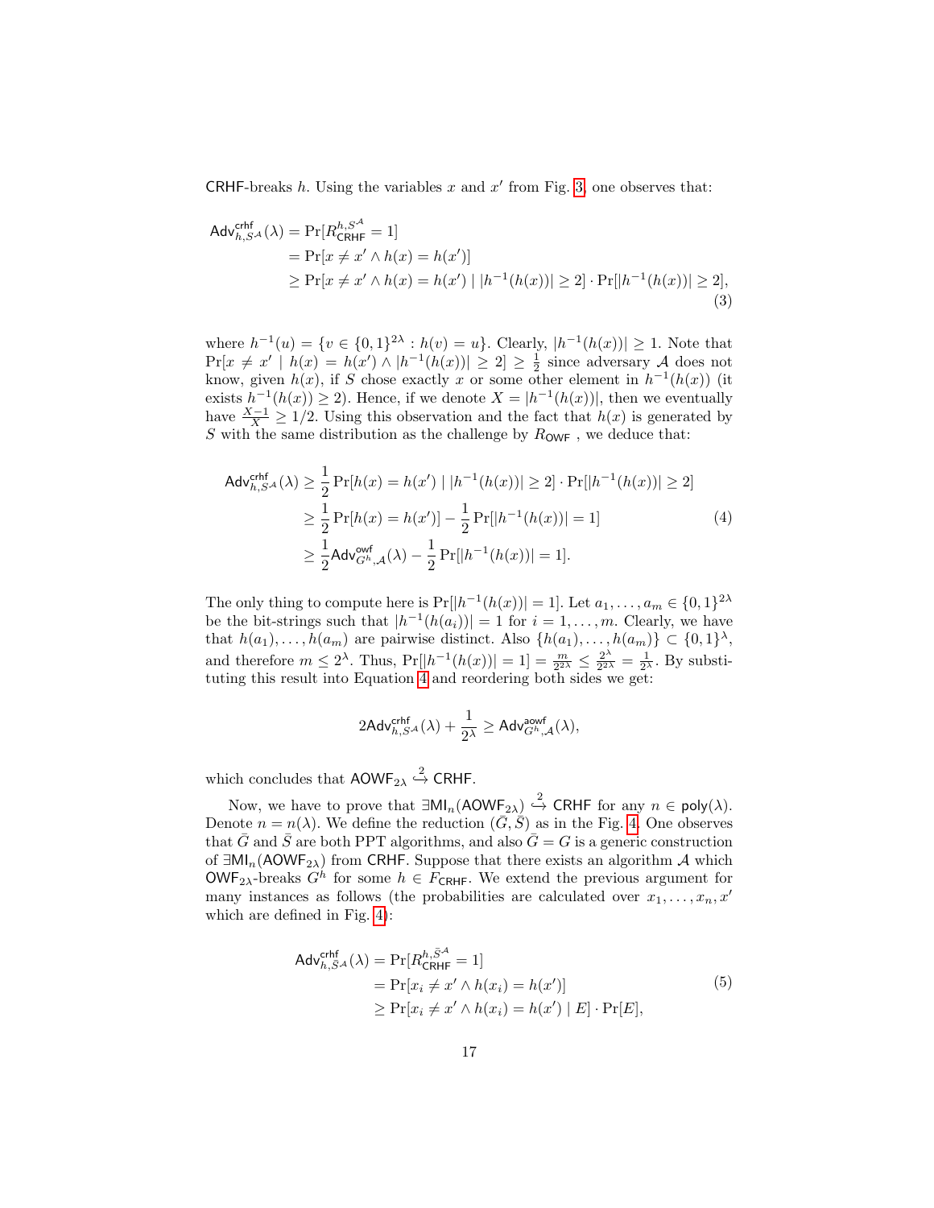CRHF-breaks $h$. Using the variables $x$ and $x'$ from Fig. 3, one observes that:

$$\begin{aligned}
\mathsf{Adv}^{\mathsf{crhf}}_{h,S^{\mathcal{A}}}(\lambda) &= \Pr[R^{h,S^{\mathcal{A}}}_{\mathsf{CRHF}} = 1] \\
&= \Pr[x \neq x' \wedge h(x) = h(x')] \\
&\geq \Pr[x \neq x' \wedge h(x) = h(x') \mid |h^{-1}(h(x))| \geq 2] \cdot \Pr[|h^{-1}(h(x))| \geq 2],
\end{aligned} \tag{3}$$

where $h^{-1}(u) = \{v \in \{0,1\}^{2\lambda} : h(v) = u\}$. Clearly, $|h^{-1}(h(x))| \geq 1$. Note that $\Pr[x \neq x' \mid h(x) = h(x') \wedge |h^{-1}(h(x))| \geq 2] \geq \frac{1}{2}$ since adversary $\mathcal{A}$ does not know, given $h(x)$, if $S$ chose exactly $x$ or some other element in $h^{-1}(h(x))$ (it exists $h^{-1}(h(x)) \geq 2$). Hence, if we denote $X = |h^{-1}(h(x))|$, then we eventually have $\frac{X-1}{X} \geq 1/2$. Using this observation and the fact that $h(x)$ is generated by $S$ with the same distribution as the challenge by $R_{\mathsf{OWF}}$, we deduce that:

$$\begin{aligned}
\mathsf{Adv}^{\mathsf{crhf}}_{h,S^{\mathcal{A}}}(\lambda) &\geq \frac{1}{2}\Pr[h(x) = h(x') \mid |h^{-1}(h(x))| \geq 2] \cdot \Pr[|h^{-1}(h(x))| \geq 2] \\
&\geq \frac{1}{2}\Pr[h(x) = h(x')] - \frac{1}{2}\Pr[|h^{-1}(h(x))| = 1] \\
&\geq \frac{1}{2}\mathsf{Adv}^{\mathsf{owf}}_{G^h,\mathcal{A}}(\lambda) - \frac{1}{2}\Pr[|h^{-1}(h(x))| = 1].
\end{aligned} \tag{4}$$

The only thing to compute here is $\Pr[|h^{-1}(h(x))| = 1]$. Let $a_1, \ldots, a_m \in \{0,1\}^{2\lambda}$ be the bit-strings such that $|h^{-1}(h(a_i))| = 1$ for $i = 1, \ldots, m$. Clearly, we have that $h(a_1), \ldots, h(a_m)$ are pairwise distinct. Also $\{h(a_1), \ldots, h(a_m)\} \subset \{0,1\}^{\lambda}$, and therefore $m \leq 2^{\lambda}$. Thus, $\Pr[|h^{-1}(h(x))| = 1] = \frac{m}{2^{2\lambda}} \leq \frac{2^{\lambda}}{2^{2\lambda}} = \frac{1}{2^{\lambda}}$. By substituting this result into Equation 4 and reordering both sides we get:

$$2\mathsf{Adv}^{\mathsf{crhf}}_{h,S^{\mathcal{A}}}(\lambda) + \frac{1}{2^{\lambda}} \geq \mathsf{Adv}^{\mathsf{aowf}}_{G^h,\mathcal{A}}(\lambda),$$

which concludes that $\mathsf{AOWF}_{2\lambda} \overset{2}{\hookrightarrow} \mathsf{CRHF}$.

Now, we have to prove that $\exists \mathsf{MI}_n(\mathsf{AOWF}_{2\lambda}) \overset{2}{\hookrightarrow} \mathsf{CRHF}$ for any $n \in \mathsf{poly}(\lambda)$. Denote $n = n(\lambda)$. We define the reduction $(\bar{G}, \bar{S})$ as in the Fig. 4. One observes that $\bar{G}$ and $\bar{S}$ are both PPT algorithms, and also $\bar{G} = G$ is a generic construction of $\exists \mathsf{MI}_n(\mathsf{AOWF}_{2\lambda})$ from CRHF. Suppose that there exists an algorithm $\mathcal{A}$ which $\mathsf{OWF}_{2\lambda}$-breaks $G^h$ for some $h \in F_{\mathsf{CRHF}}$. We extend the previous argument for many instances as follows (the probabilities are calculated over $x_1, \ldots, x_n, x'$ which are defined in Fig. 4):

$$\begin{aligned}
\mathsf{Adv}^{\mathsf{crhf}}_{h,\bar{S}^{\mathcal{A}}}(\lambda) &= \Pr[R^{h,\bar{S}^{\mathcal{A}}}_{\mathsf{CRHF}} = 1] \\
&= \Pr[x_i \neq x' \wedge h(x_i) = h(x')] \\
&\geq \Pr[x_i \neq x' \wedge h(x_i) = h(x') \mid E] \cdot \Pr[E],
\end{aligned} \tag{5}$$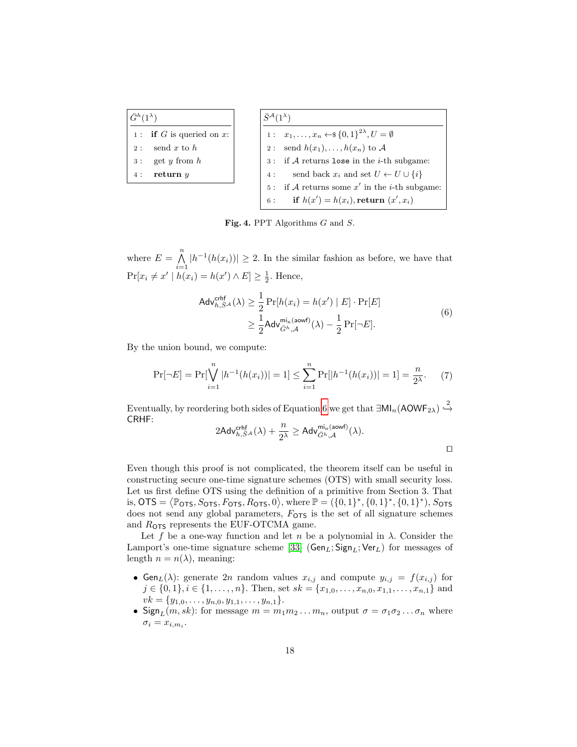```
Ḡ^h(1^λ)
1 : if G is queried on x:
2 :   send x to h
3 :   get y from h
4 :   return y
```

```
S̄^A(1^λ)
1 : x_1, ..., x_n ←$ {0,1}^{2λ}, U = ∅
2 : send h(x_1), ..., h(x_n) to A
3 : if A returns lose in the i-th subgame:
4 :   send back x_i and set U ← U ∪ {i}
5 : if A returns some x' in the i-th subgame:
6 :   if h(x') = h(x_i), return (x', x_i)
```

**Fig. 4.** PPT Algorithms $G$ and $S$.

where $E = \bigwedge_{i=1}^{n} |h^{-1}(h(x_i))| \geq 2$. In the similar fashion as before, we have that $\Pr[x_i \neq x' \mid h(x_i) = h(x') \wedge E] \geq \frac{1}{2}$. Hence,

$$
\begin{aligned}
\mathsf{Adv}^{\mathsf{crhf}}_{h,\bar{S}^{\mathcal{A}}}(\lambda) &\geq \frac{1}{2}\Pr[h(x_i) = h(x') \mid E] \cdot \Pr[E] \\
&\geq \frac{1}{2}\mathsf{Adv}^{\mathsf{mi}_n(\mathsf{aowf})}_{\bar{G}^h,\mathcal{A}}(\lambda) - \frac{1}{2}\Pr[\neg E].
\end{aligned} \tag{6}
$$

By the union bound, we compute:

$$
\Pr[\neg E] = \Pr[\bigvee_{i=1}^{n} |h^{-1}(h(x_i))| = 1] \leq \sum_{i=1}^{n} \Pr[|h^{-1}(h(x_i))| = 1] = \frac{n}{2^\lambda}. \tag{7}
$$

Eventually, by reordering both sides of Equation 6 we get that $\exists \mathsf{MI}_n(\mathsf{AOWF}_{2\lambda}) \overset{2}{\hookrightarrow} \mathsf{CRHF}$:

$$
2\mathsf{Adv}^{\mathsf{crhf}}_{h,\bar{S}^{\mathcal{A}}}(\lambda) + \frac{n}{2^\lambda} \geq \mathsf{Adv}^{\mathsf{mi}_n(\mathsf{aowf})}_{\bar{G}^h,\mathcal{A}}(\lambda).
$$

□

Even though this proof is not complicated, the theorem itself can be useful in constructing secure one-time signature schemes (OTS) with small security loss. Let us first define OTS using the definition of a primitive from Section 3. That is, $\mathsf{OTS} = \langle \mathbb{P}_{\mathsf{OTS}}, S_{\mathsf{OTS}}, F_{\mathsf{OTS}}, R_{\mathsf{OTS}}, 0 \rangle$, where $\mathbb{P} = (\{0,1\}^*, \{0,1\}^*, \{0,1\}^*)$, $S_{\mathsf{OTS}}$ does not send any global parameters, $F_{\mathsf{OTS}}$ is the set of all signature schemes and $R_{\mathsf{OTS}}$ represents the EUF-OTCMA game.

Let $f$ be a one-way function and let $n$ be a polynomial in $\lambda$. Consider the Lamport's one-time signature scheme [33] $(\mathsf{Gen}_L; \mathsf{Sign}_L; \mathsf{Ver}_L)$ for messages of length $n = n(\lambda)$, meaning:

- $\mathsf{Gen}_L(\lambda)$: generate $2n$ random values $x_{i,j}$ and compute $y_{i,j} = f(x_{i,j})$ for $j \in \{0,1\}, i \in \{1,\ldots,n\}$. Then, set $sk = \{x_{1,0},\ldots,x_{n,0},x_{1,1},\ldots,x_{n,1}\}$ and $vk = \{y_{1,0},\ldots,y_{n,0},y_{1,1},\ldots,y_{n,1}\}$.
- $\mathsf{Sign}_L(m, sk)$: for message $m = m_1 m_2 \ldots m_n$, output $\sigma = \sigma_1 \sigma_2 \ldots \sigma_n$ where $\sigma_i = x_{i,m_i}$.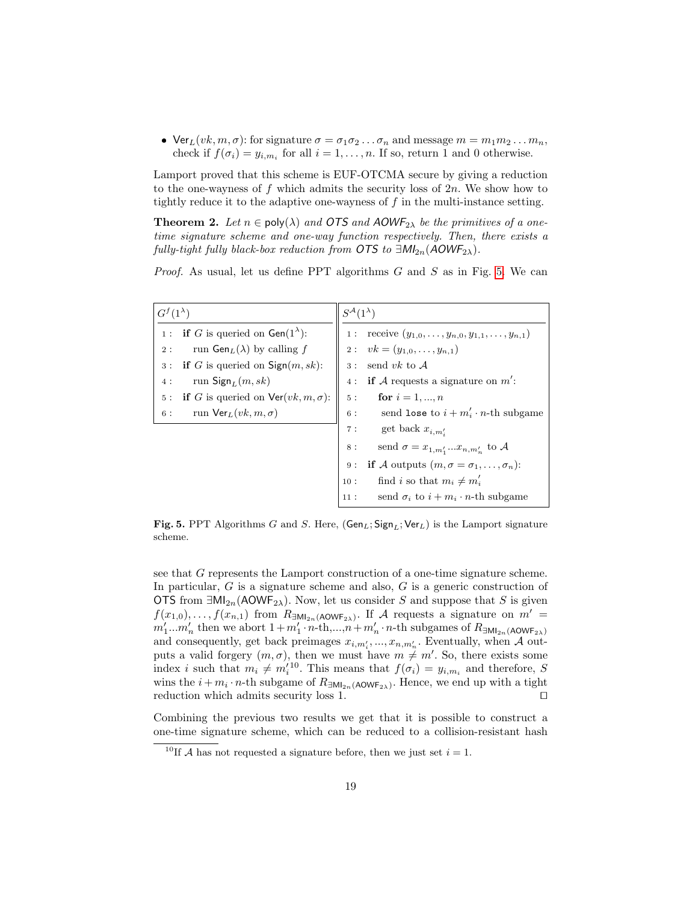- $\mathsf{Ver}_L(vk, m, \sigma)$: for signature $\sigma = \sigma_1\sigma_2 \dots \sigma_n$ and message $m = m_1 m_2 \dots m_n$, check if $f(\sigma_i) = y_{i,m_i}$ for all $i = 1, \dots, n$. If so, return 1 and 0 otherwise.

Lamport proved that this scheme is EUF-OTCMA secure by giving a reduction to the one-wayness of $f$ which admits the security loss of $2n$. We show how to tightly reduce it to the adaptive one-wayness of $f$ in the multi-instance setting.

**Theorem 2.** *Let $n \in \mathsf{poly}(\lambda)$ and $\mathsf{OTS}$ and $\mathsf{AOWF}_{2\lambda}$ be the primitives of a one-time signature scheme and one-way function respectively. Then, there exists a fully-tight fully black-box reduction from $\mathsf{OTS}$ to $\exists\mathsf{MI}_{2n}(\mathsf{AOWF}_{2\lambda})$.*

*Proof.* As usual, let us define PPT algorithms $G$ and $S$ as in Fig. 5. We can

| $G^f(1^\lambda)$ | $S^{\mathcal{A}}(1^\lambda)$ |
|---|---|
| 1 : **if** $G$ is queried on $\mathsf{Gen}(1^\lambda)$: | 1 : receive $(y_{1,0}, \dots, y_{n,0}, y_{1,1}, \dots, y_{n,1})$ |
| 2 : run $\mathsf{Gen}_L(\lambda)$ by calling $f$ | 2 : $vk = (y_{1,0}, \dots, y_{n,1})$ |
| 3 : **if** $G$ is queried on $\mathsf{Sign}(m, sk)$: | 3 : send $vk$ to $\mathcal{A}$ |
| 4 : run $\mathsf{Sign}_L(m, sk)$ | 4 : **if** $\mathcal{A}$ requests a signature on $m'$: |
| 5 : **if** $G$ is queried on $\mathsf{Ver}(vk, m, \sigma)$: | 5 : **for** $i = 1, ..., n$ |
| 6 : run $\mathsf{Ver}_L(vk, m, \sigma)$ | 6 : send `lose` to $i + m'_i \cdot n$-th subgame |
| | 7 : get back $x_{i,m'_i}$ |
| | 8 : send $\sigma = x_{1,m'_1}...x_{n,m'_n}$ to $\mathcal{A}$ |
| | 9 : **if** $\mathcal{A}$ outputs $(m, \sigma = \sigma_1, \dots, \sigma_n)$: |
| | 10 : find $i$ so that $m_i \neq m'_i$ |
| | 11 : send $\sigma_i$ to $i + m_i \cdot n$-th subgame |

**Fig. 5.** PPT Algorithms $G$ and $S$. Here, $(\mathsf{Gen}_L; \mathsf{Sign}_L; \mathsf{Ver}_L)$ is the Lamport signature scheme.

see that $G$ represents the Lamport construction of a one-time signature scheme. In particular, $G$ is a signature scheme and also, $G$ is a generic construction of $\mathsf{OTS}$ from $\exists\mathsf{MI}_{2n}(\mathsf{AOWF}_{2\lambda})$. Now, let us consider $S$ and suppose that $S$ is given $f(x_{1,0}), \dots, f(x_{n,1})$ from $R_{\exists\mathsf{MI}_{2n}(\mathsf{AOWF}_{2\lambda})}$. If $\mathcal{A}$ requests a signature on $m' = m'_1...m'_n$ then we abort $1 + m'_1 \cdot n$-th,...,$n + m'_n \cdot n$-th subgames of $R_{\exists\mathsf{MI}_{2n}(\mathsf{AOWF}_{2\lambda})}$ and consequently, get back preimages $x_{i,m'_i}, ..., x_{n,m'_n}$. Eventually, when $\mathcal{A}$ outputs a valid forgery $(m, \sigma)$, then we must have $m \neq m'$. So, there exists some index $i$ such that $m_i \neq m'_i$[10]. This means that $f(\sigma_i) = y_{i,m_i}$ and therefore, $S$ wins the $i + m_i \cdot n$-th subgame of $R_{\exists\mathsf{MI}_{2n}(\mathsf{AOWF}_{2\lambda})}$. Hence, we end up with a tight reduction which admits security loss 1. ◻

Combining the previous two results we get that it is possible to construct a one-time signature scheme, which can be reduced to a collision-resistant hash

[10] If $\mathcal{A}$ has not requested a signature before, then we just set $i = 1$.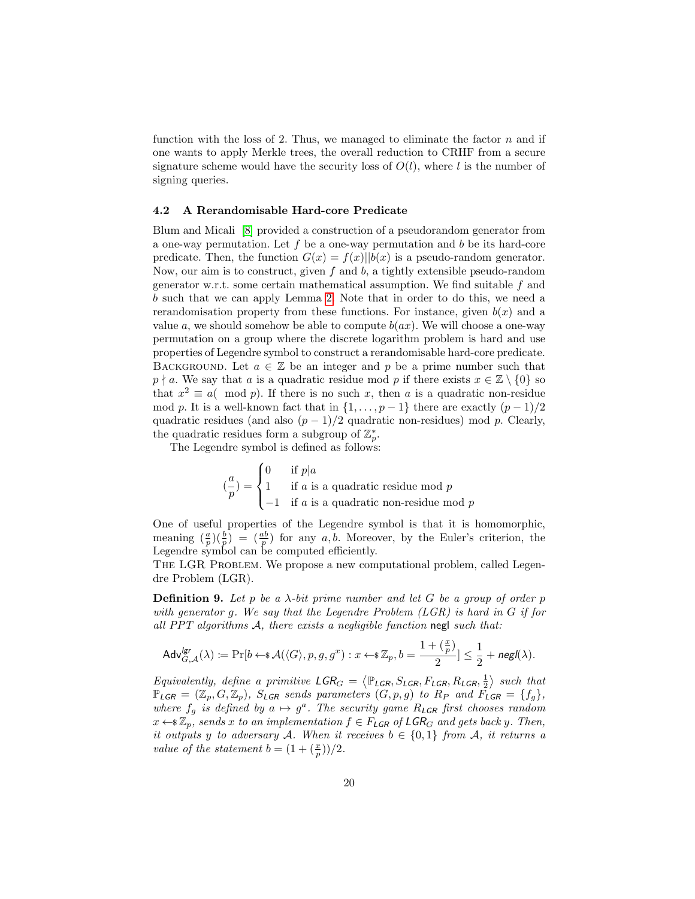function with the loss of 2. Thus, we managed to eliminate the factor $n$ and if one wants to apply Merkle trees, the overall reduction to CRHF from a secure signature scheme would have the security loss of $O(l)$, where $l$ is the number of signing queries.

### 4.2 A Rerandomisable Hard-core Predicate

Blum and Micali [8] provided a construction of a pseudorandom generator from a one-way permutation. Let $f$ be a one-way permutation and $b$ be its hard-core predicate. Then, the function $G(x) = f(x)||b(x)$ is a pseudo-random generator. Now, our aim is to construct, given $f$ and $b$, a tightly extensible pseudo-random generator w.r.t. some certain mathematical assumption. We find suitable $f$ and $b$ such that we can apply Lemma 2. Note that in order to do this, we need a rerandomisation property from these functions. For instance, given $b(x)$ and a value $a$, we should somehow be able to compute $b(ax)$. We will choose a one-way permutation on a group where the discrete logarithm problem is hard and use properties of Legendre symbol to construct a rerandomisable hard-core predicate.

Background. Let $a \in \mathbb{Z}$ be an integer and $p$ be a prime number such that $p \nmid a$. We say that $a$ is a quadratic residue mod $p$ if there exists $x \in \mathbb{Z} \setminus \{0\}$ so that $x^2 \equiv a(\mod p)$. If there is no such $x$, then $a$ is a quadratic non-residue mod $p$. It is a well-known fact that in $\{1, \ldots, p-1\}$ there are exactly $(p-1)/2$ quadratic residues (and also $(p-1)/2$ quadratic non-residues) mod $p$. Clearly, the quadratic residues form a subgroup of $\mathbb{Z}_p^*$.

The Legendre symbol is defined as follows:

$$(\frac{a}{p}) = \begin{cases} 0 & \text{if } p|a \\ 1 & \text{if } a \text{ is a quadratic residue mod } p \\ -1 & \text{if } a \text{ is a quadratic non-residue mod } p \end{cases}$$

One of useful properties of the Legendre symbol is that it is homomorphic, meaning $(\frac{a}{p})(\frac{b}{p}) = (\frac{ab}{p})$ for any $a, b$. Moreover, by the Euler's criterion, the Legendre symbol can be computed efficiently.

The LGR Problem. We propose a new computational problem, called Legendre Problem (LGR).

**Definition 9.** *Let $p$ be a $\lambda$-bit prime number and let $G$ be a group of order $p$ with generator $g$. We say that the Legendre Problem (LGR) is hard in $G$ if for all PPT algorithms $\mathcal{A}$, there exists a negligible function* negl *such that:*

$$\mathsf{Adv}^{lgr}_{G,\mathcal{A}}(\lambda) \coloneqq \Pr[b \leftarrow\!\!\$\, \mathcal{A}(\langle G\rangle, p, g, g^x) : x \leftarrow\!\!\$\, \mathbb{Z}_p, b = \frac{1 + (\frac{x}{p})}{2}] \leq \frac{1}{2} + \mathsf{negl}(\lambda).$$

*Equivalently, define a primitive $\mathsf{LGR}_G = \langle \mathbb{P}_{\mathsf{LGR}}, S_{\mathsf{LGR}}, F_{\mathsf{LGR}}, R_{\mathsf{LGR}}, \frac{1}{2}\rangle$ such that $\mathbb{P}_{\mathsf{LGR}} = (\mathbb{Z}_p, G, \mathbb{Z}_p)$, $S_{\mathsf{LGR}}$ sends parameters $(G, p, g)$ to $R_P$ and $F_{\mathsf{LGR}} = \{f_g\}$, where $f_g$ is defined by $a \mapsto g^a$. The security game $R_{\mathsf{LGR}}$ first chooses random $x \leftarrow\!\!\$\, \mathbb{Z}_p$, sends $x$ to an implementation $f \in F_{\mathsf{LGR}}$ of $\mathsf{LGR}_G$ and gets back $y$. Then, it outputs $y$ to adversary $\mathcal{A}$. When it receives $b \in \{0, 1\}$ from $\mathcal{A}$, it returns a value of the statement $b = (1 + (\frac{x}{p}))/2$.*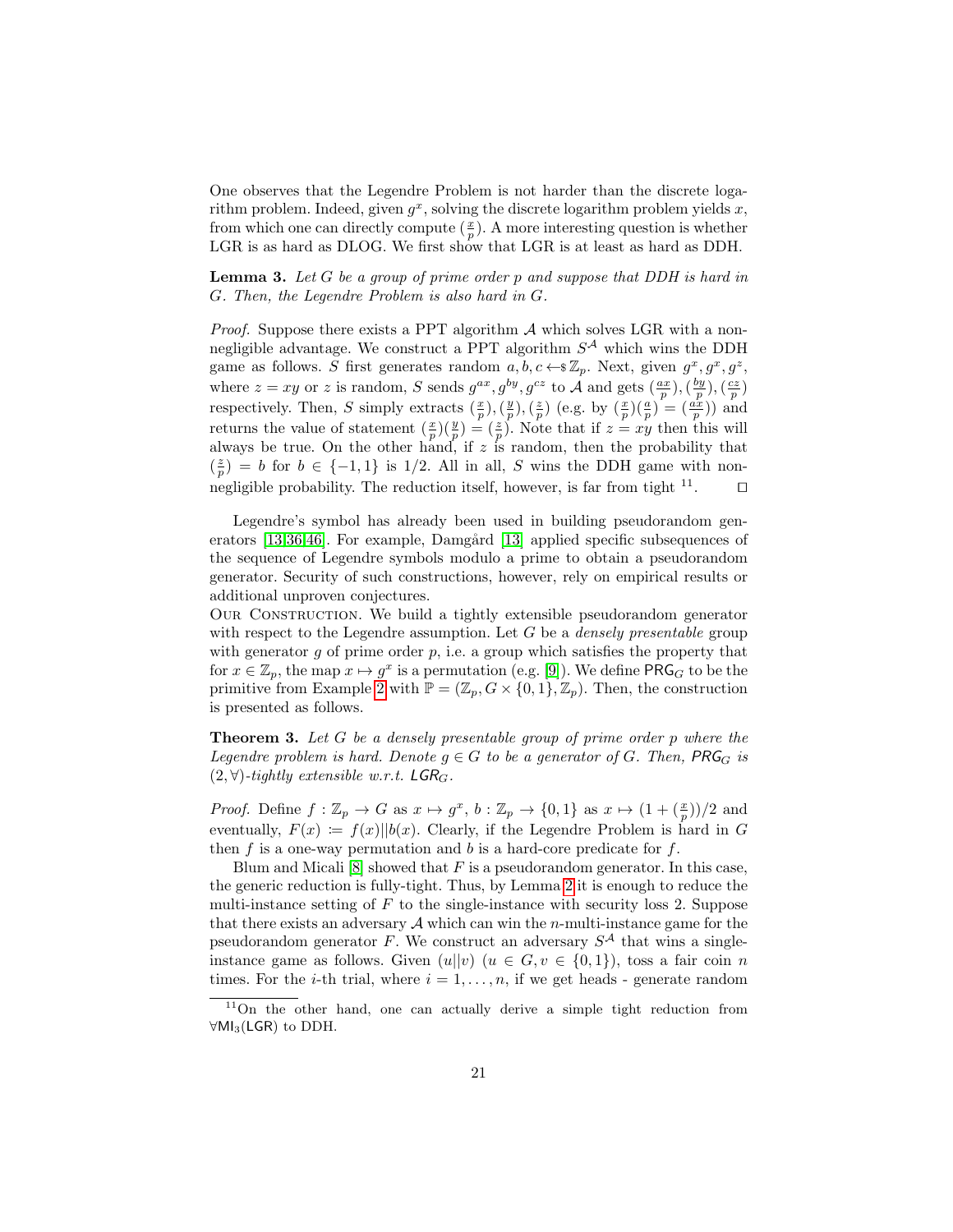One observes that the Legendre Problem is not harder than the discrete logarithm problem. Indeed, given $g^x$, solving the discrete logarithm problem yields $x$, from which one can directly compute $(\frac{x}{p})$. A more interesting question is whether LGR is as hard as DLOG. We first show that LGR is at least as hard as DDH.

**Lemma 3.** *Let $G$ be a group of prime order $p$ and suppose that DDH is hard in $G$. Then, the Legendre Problem is also hard in $G$.*

*Proof.* Suppose there exists a PPT algorithm $\mathcal{A}$ which solves LGR with a non-negligible advantage. We construct a PPT algorithm $S^{\mathcal{A}}$ which wins the DDH game as follows. $S$ first generates random $a, b, c \leftarrow\$ \mathbb{Z}_p$. Next, given $g^x, g^x, g^z$, where $z = xy$ or $z$ is random, $S$ sends $g^{ax}, g^{by}, g^{cz}$ to $\mathcal{A}$ and gets $(\frac{ax}{p}), (\frac{by}{p}), (\frac{cz}{p})$ respectively. Then, $S$ simply extracts $(\frac{x}{p}), (\frac{y}{p}), (\frac{z}{p})$ (e.g. by $(\frac{x}{p})(\frac{a}{p}) = (\frac{ax}{p})$) and returns the value of statement $(\frac{x}{p})(\frac{y}{p}) = (\frac{z}{p})$. Note that if $z = xy$ then this will always be true. On the other hand, if $z$ is random, then the probability that $(\frac{z}{p}) = b$ for $b \in \{-1, 1\}$ is $1/2$. All in all, $S$ wins the DDH game with non-negligible probability. The reduction itself, however, is far from tight [11]. ◻

Legendre's symbol has already been used in building pseudorandom generators [13,36,46]. For example, Damgård [13] applied specific subsequences of the sequence of Legendre symbols modulo a prime to obtain a pseudorandom generator. Security of such constructions, however, rely on empirical results or additional unproven conjectures.

Our Construction. We build a tightly extensible pseudorandom generator with respect to the Legendre assumption. Let $G$ be a *densely presentable* group with generator $g$ of prime order $p$, i.e. a group which satisfies the property that for $x \in \mathbb{Z}_p$, the map $x \mapsto g^x$ is a permutation (e.g. [9]). We define $\mathsf{PRG}_G$ to be the primitive from Example 2 with $\mathbb{P} = (\mathbb{Z}_p, G \times \{0, 1\}, \mathbb{Z}_p)$. Then, the construction is presented as follows.

**Theorem 3.** *Let $G$ be a densely presentable group of prime order $p$ where the Legendre problem is hard. Denote $g \in G$ to be a generator of $G$. Then, $\mathsf{PRG}_G$ is $(2, \forall)$-tightly extensible w.r.t. $\mathsf{LGR}_G$.*

*Proof.* Define $f : \mathbb{Z}_p \to G$ as $x \mapsto g^x$, $b : \mathbb{Z}_p \to \{0, 1\}$ as $x \mapsto (1 + (\frac{x}{p}))/2$ and eventually, $F(x) \coloneqq f(x) || b(x)$. Clearly, if the Legendre Problem is hard in $G$ then $f$ is a one-way permutation and $b$ is a hard-core predicate for $f$.

Blum and Micali [8] showed that $F$ is a pseudorandom generator. In this case, the generic reduction is fully-tight. Thus, by Lemma 2 it is enough to reduce the multi-instance setting of $F$ to the single-instance with security loss 2. Suppose that there exists an adversary $\mathcal{A}$ which can win the $n$-multi-instance game for the pseudorandom generator $F$. We construct an adversary $S^{\mathcal{A}}$ that wins a single-instance game as follows. Given $(u||v)$ ($u \in G, v \in \{0, 1\}$), toss a fair coin $n$ times. For the $i$-th trial, where $i = 1, \ldots, n$, if we get heads - generate random

[11] On the other hand, one can actually derive a simple tight reduction from $\forall\mathsf{MI}_3(\mathsf{LGR})$ to DDH.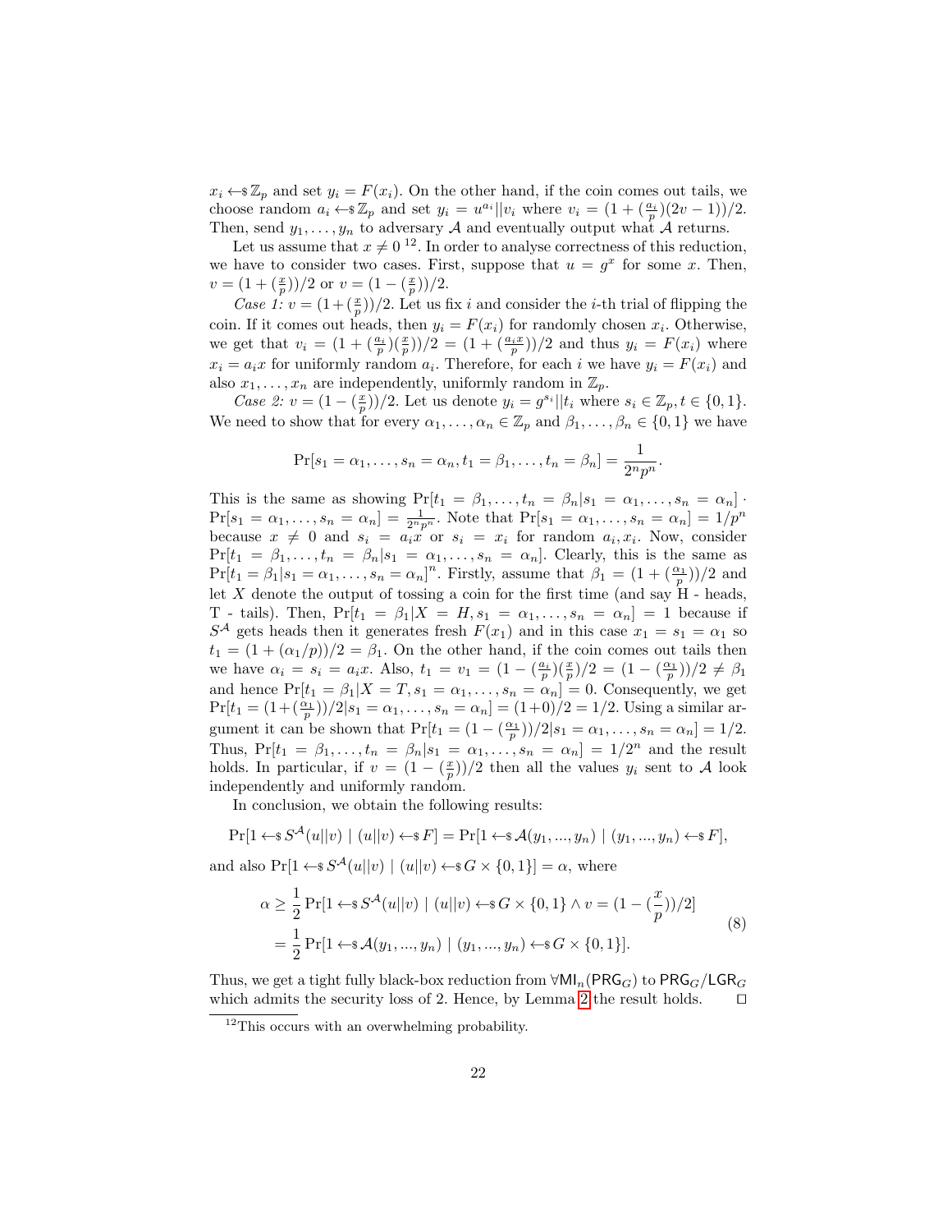$x_i \leftarrow\!\!\$\, \mathbb{Z}_p$ and set $y_i = F(x_i)$. On the other hand, if the coin comes out tails, we choose random $a_i \leftarrow\!\!\$\, \mathbb{Z}_p$ and set $y_i = u^{a_i} || v_i$ where $v_i = (1 + (\frac{a_i}{p})(2v-1))/2$. Then, send $y_1, \ldots, y_n$ to adversary $\mathcal{A}$ and eventually output what $\mathcal{A}$ returns.

Let us assume that $x \neq 0$ [12]. In order to analyse correctness of this reduction, we have to consider two cases. First, suppose that $u = g^x$ for some $x$. Then, $v = (1 + (\frac{x}{p}))/2$ or $v = (1 - (\frac{x}{p}))/2$.

*Case 1:* $v = (1+(\frac{x}{p}))/2$. Let us fix $i$ and consider the $i$-th trial of flipping the coin. If it comes out heads, then $y_i = F(x_i)$ for randomly chosen $x_i$. Otherwise, we get that $v_i = (1 + (\frac{a_i}{p})(\frac{x}{p}))/2 = (1 + (\frac{a_i x}{p}))/2$ and thus $y_i = F(x_i)$ where $x_i = a_i x$ for uniformly random $a_i$. Therefore, for each $i$ we have $y_i = F(x_i)$ and also $x_1, \ldots, x_n$ are independently, uniformly random in $\mathbb{Z}_p$.

*Case 2:* $v = (1 - (\frac{x}{p}))/2$. Let us denote $y_i = g^{s_i} || t_i$ where $s_i \in \mathbb{Z}_p, t \in \{0,1\}$. We need to show that for every $\alpha_1, \ldots, \alpha_n \in \mathbb{Z}_p$ and $\beta_1, \ldots, \beta_n \in \{0,1\}$ we have

$$\Pr[s_1 = \alpha_1, \ldots, s_n = \alpha_n, t_1 = \beta_1, \ldots, t_n = \beta_n] = \frac{1}{2^n p^n}.$$

This is the same as showing $\Pr[t_1 = \beta_1, \ldots, t_n = \beta_n | s_1 = \alpha_1, \ldots, s_n = \alpha_n] \cdot \Pr[s_1 = \alpha_1, \ldots, s_n = \alpha_n] = \frac{1}{2^n p^n}$. Note that $\Pr[s_1 = \alpha_1, \ldots, s_n = \alpha_n] = 1/p^n$ because $x \neq 0$ and $s_i = a_i x$ or $s_i = x_i$ for random $a_i, x_i$. Now, consider $\Pr[t_1 = \beta_1, \ldots, t_n = \beta_n | s_1 = \alpha_1, \ldots, s_n = \alpha_n]$. Clearly, this is the same as $\Pr[t_1 = \beta_1 | s_1 = \alpha_1, \ldots, s_n = \alpha_n]^n$. Firstly, assume that $\beta_1 = (1 + (\frac{\alpha_1}{p}))/2$ and let $X$ denote the output of tossing a coin for the first time (and say H - heads, T - tails). Then, $\Pr[t_1 = \beta_1 | X = H, s_1 = \alpha_1, \ldots, s_n = \alpha_n] = 1$ because if $S^{\mathcal{A}}$ gets heads then it generates fresh $F(x_1)$ and in this case $x_1 = s_1 = \alpha_1$ so $t_1 = (1 + (\alpha_1/p))/2 = \beta_1$. On the other hand, if the coin comes out tails then we have $\alpha_i = s_i = a_i x$. Also, $t_1 = v_1 = (1 - (\frac{a_i}{p})(\frac{x}{p})/2 = (1 - (\frac{\alpha_1}{p}))/2 \neq \beta_1$ and hence $\Pr[t_1 = \beta_1 | X = T, s_1 = \alpha_1, \ldots, s_n = \alpha_n] = 0$. Consequently, we get $\Pr[t_1 = (1+(\frac{\alpha_1}{p}))/2 | s_1 = \alpha_1, \ldots, s_n = \alpha_n] = (1+0)/2 = 1/2$. Using a similar argument it can be shown that $\Pr[t_1 = (1 - (\frac{\alpha_1}{p}))/2 | s_1 = \alpha_1, \ldots, s_n = \alpha_n] = 1/2$. Thus, $\Pr[t_1 = \beta_1, \ldots, t_n = \beta_n | s_1 = \alpha_1, \ldots, s_n = \alpha_n] = 1/2^n$ and the result holds. In particular, if $v = (1 - (\frac{x}{p}))/2$ then all the values $y_i$ sent to $\mathcal{A}$ look independently and uniformly random.

In conclusion, we obtain the following results:

$$\Pr[1 \leftarrow\!\!\$\, S^{\mathcal{A}}(u||v) \mid (u||v) \leftarrow\!\!\$\, F] = \Pr[1 \leftarrow\!\!\$\, \mathcal{A}(y_1, ..., y_n) \mid (y_1, ..., y_n) \leftarrow\!\!\$\, F],$$

and also $\Pr[1 \leftarrow\!\!\$\, S^{\mathcal{A}}(u||v) \mid (u||v) \leftarrow\!\!\$\, G \times \{0,1\}] = \alpha$, where

$$\begin{aligned} \alpha &\geq \frac{1}{2} \Pr[1 \leftarrow\!\!\$\, S^{\mathcal{A}}(u||v) \mid (u||v) \leftarrow\!\!\$\, G \times \{0,1\} \wedge v = (1 - (\frac{x}{p}))/2] \\ &= \frac{1}{2} \Pr[1 \leftarrow\!\!\$\, \mathcal{A}(y_1, ..., y_n) \mid (y_1, ..., y_n) \leftarrow\!\!\$\, G \times \{0,1\}]. \end{aligned} \tag{8}$$

Thus, we get a tight fully black-box reduction from $\forall \mathsf{MI}_n(\mathsf{PRG}_G)$ to $\mathsf{PRG}_G/\mathsf{LGR}_G$ which admits the security loss of 2. Hence, by Lemma 2 the result holds. $\square$

[12] This occurs with an overwhelming probability.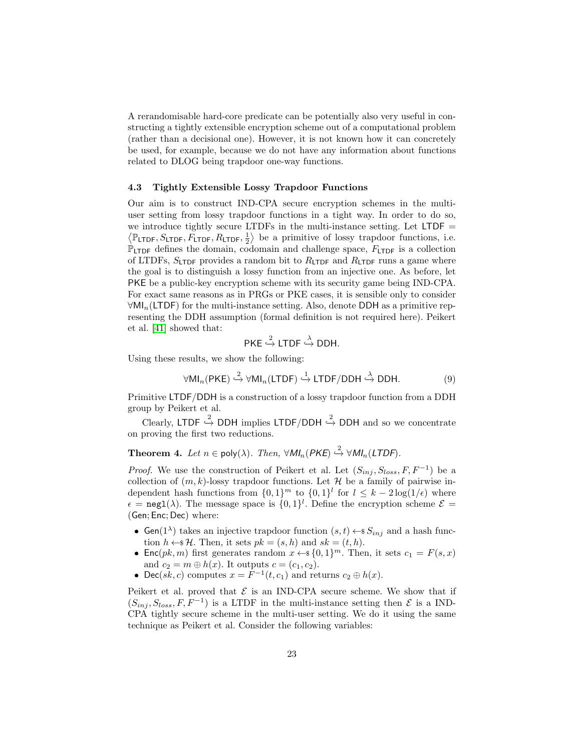A rerandomisable hard-core predicate can be potentially also very useful in constructing a tightly extensible encryption scheme out of a computational problem (rather than a decisional one). However, it is not known how it can concretely be used, for example, because we do not have any information about functions related to DLOG being trapdoor one-way functions.

### 4.3 Tightly Extensible Lossy Trapdoor Functions

Our aim is to construct IND-CPA secure encryption schemes in the multi-user setting from lossy trapdoor functions in a tight way. In order to do so, we introduce tightly secure LTDFs in the multi-instance setting. Let $\mathsf{LTDF} = \left\langle \mathbb{P}_{\mathsf{LTDF}}, S_{\mathsf{LTDF}}, F_{\mathsf{LTDF}}, R_{\mathsf{LTDF}}, \frac{1}{2} \right\rangle$ be a primitive of lossy trapdoor functions, i.e. $\mathbb{P}_{\mathsf{LTDF}}$ defines the domain, codomain and challenge space, $F_{\mathsf{LTDF}}$ is a collection of LTDFs, $S_{\mathsf{LTDF}}$ provides a random bit to $R_{\mathsf{LTDF}}$ and $R_{\mathsf{LTDF}}$ runs a game where the goal is to distinguish a lossy function from an injective one. As before, let $\mathsf{PKE}$ be a public-key encryption scheme with its security game being IND-CPA. For exact same reasons as in PRGs or PKE cases, it is sensible only to consider $\forall\mathsf{MI}_n(\mathsf{LTDF})$ for the multi-instance setting. Also, denote $\mathsf{DDH}$ as a primitive representing the DDH assumption (formal definition is not required here). Peikert et al. [41] showed that:

$$\mathsf{PKE} \overset{2}{\hookrightarrow} \mathsf{LTDF} \overset{\lambda}{\hookrightarrow} \mathsf{DDH}.$$

Using these results, we show the following:

$$\forall\mathsf{MI}_n(\mathsf{PKE}) \overset{2}{\hookrightarrow} \forall\mathsf{MI}_n(\mathsf{LTDF}) \overset{1}{\hookrightarrow} \mathsf{LTDF/DDH} \overset{\lambda}{\hookrightarrow} \mathsf{DDH}. \tag{9}$$

Primitive $\mathsf{LTDF/DDH}$ is a construction of a lossy trapdoor function from a DDH group by Peikert et al.

Clearly, $\mathsf{LTDF} \overset{2}{\hookrightarrow} \mathsf{DDH}$ implies $\mathsf{LTDF/DDH} \overset{2}{\hookrightarrow} \mathsf{DDH}$ and so we concentrate on proving the first two reductions.

**Theorem 4.** *Let $n \in \mathsf{poly}(\lambda)$. Then, $\forall MI_n(PKE) \overset{2}{\hookrightarrow} \forall MI_n(LTDF)$.*

*Proof.* We use the construction of Peikert et al. Let $(S_{inj}, S_{loss}, F, F^{-1})$ be a collection of $(m, k)$-lossy trapdoor functions. Let $\mathcal{H}$ be a family of pairwise independent hash functions from $\{0,1\}^m$ to $\{0,1\}^l$ for $l \leq k - 2\log(1/\epsilon)$ where $\epsilon = \mathtt{negl}(\lambda)$. The message space is $\{0,1\}^l$. Define the encryption scheme $\mathcal{E} = (\mathsf{Gen}; \mathsf{Enc}; \mathsf{Dec})$ where:

- $\mathsf{Gen}(1^\lambda)$ takes an injective trapdoor function $(s,t) \leftarrow\!\!\$\, S_{inj}$ and a hash function $h \leftarrow\!\!\$\, \mathcal{H}$. Then, it sets $pk = (s, h)$ and $sk = (t, h)$.
- $\mathsf{Enc}(pk, m)$ first generates random $x \leftarrow\!\!\$\, \{0,1\}^m$. Then, it sets $c_1 = F(s, x)$ and $c_2 = m \oplus h(x)$. It outputs $c = (c_1, c_2)$.
- $\mathsf{Dec}(sk, c)$ computes $x = F^{-1}(t, c_1)$ and returns $c_2 \oplus h(x)$.

Peikert et al. proved that $\mathcal{E}$ is an IND-CPA secure scheme. We show that if $(S_{inj}, S_{loss}, F, F^{-1})$ is a LTDF in the multi-instance setting then $\mathcal{E}$ is a IND-CPA tightly secure scheme in the multi-user setting. We do it using the same technique as Peikert et al. Consider the following variables: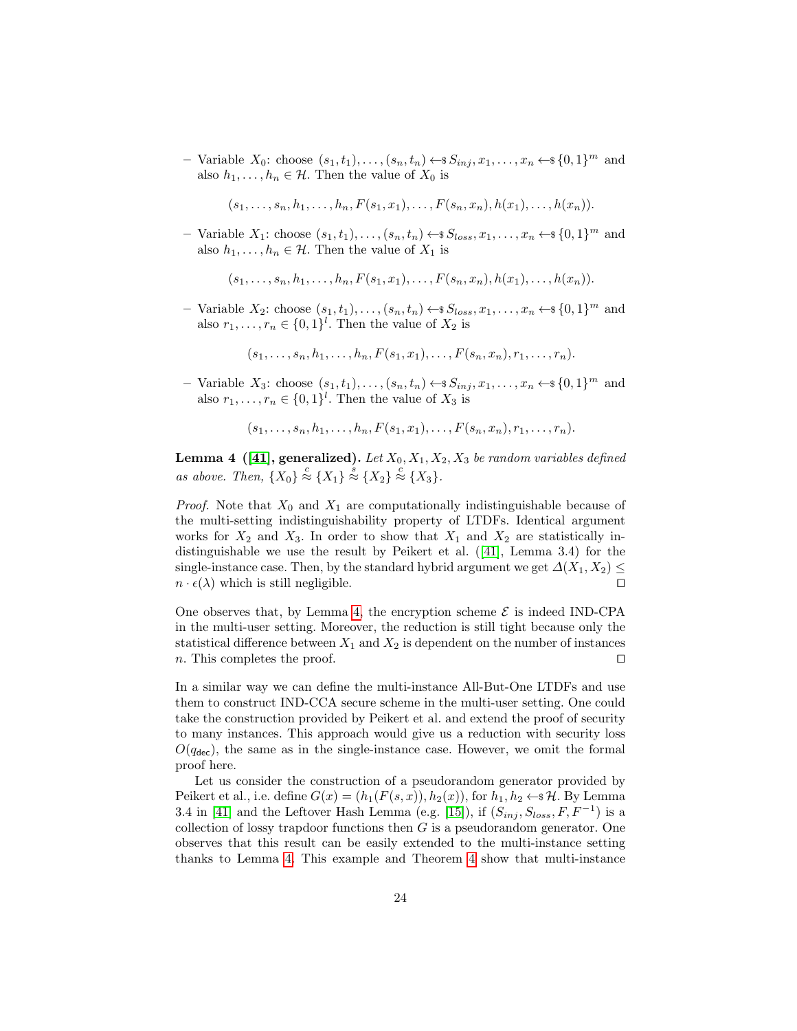- Variable $X_0$: choose $(s_1, t_1), \ldots, (s_n, t_n) \leftarrow\$ S_{inj}, x_1, \ldots, x_n \leftarrow\$ \{0,1\}^m$ and also $h_1, \ldots, h_n \in \mathcal{H}$. Then the value of $X_0$ is

$$(s_1, \ldots, s_n, h_1, \ldots, h_n, F(s_1, x_1), \ldots, F(s_n, x_n), h(x_1), \ldots, h(x_n)).$$

- Variable $X_1$: choose $(s_1, t_1), \ldots, (s_n, t_n) \leftarrow\$ S_{loss}, x_1, \ldots, x_n \leftarrow\$ \{0,1\}^m$ and also $h_1, \ldots, h_n \in \mathcal{H}$. Then the value of $X_1$ is

$$(s_1, \ldots, s_n, h_1, \ldots, h_n, F(s_1, x_1), \ldots, F(s_n, x_n), h(x_1), \ldots, h(x_n)).$$

- Variable $X_2$: choose $(s_1, t_1), \ldots, (s_n, t_n) \leftarrow\$ S_{loss}, x_1, \ldots, x_n \leftarrow\$ \{0,1\}^m$ and also $r_1, \ldots, r_n \in \{0,1\}^l$. Then the value of $X_2$ is

$$(s_1, \ldots, s_n, h_1, \ldots, h_n, F(s_1, x_1), \ldots, F(s_n, x_n), r_1, \ldots, r_n).$$

- Variable $X_3$: choose $(s_1, t_1), \ldots, (s_n, t_n) \leftarrow\$ S_{inj}, x_1, \ldots, x_n \leftarrow\$ \{0,1\}^m$ and also $r_1, \ldots, r_n \in \{0,1\}^l$. Then the value of $X_3$ is

$$(s_1, \ldots, s_n, h_1, \ldots, h_n, F(s_1, x_1), \ldots, F(s_n, x_n), r_1, \ldots, r_n).$$

**Lemma 4 ([41], generalized).** *Let $X_0, X_1, X_2, X_3$ be random variables defined as above. Then, $\{X_0\} \overset{c}{\approx} \{X_1\} \overset{s}{\approx} \{X_2\} \overset{c}{\approx} \{X_3\}$.*

*Proof.* Note that $X_0$ and $X_1$ are computationally indistinguishable because of the multi-setting indistinguishability property of LTDFs. Identical argument works for $X_2$ and $X_3$. In order to show that $X_1$ and $X_2$ are statistically indistinguishable we use the result by Peikert et al. ([41], Lemma 3.4) for the single-instance case. Then, by the standard hybrid argument we get $\Delta(X_1, X_2) \leq n \cdot \epsilon(\lambda)$ which is still negligible. ◻

One observes that, by Lemma 4, the encryption scheme $\mathcal{E}$ is indeed IND-CPA in the multi-user setting. Moreover, the reduction is still tight because only the statistical difference between $X_1$ and $X_2$ is dependent on the number of instances $n$. This completes the proof. ◻

In a similar way we can define the multi-instance All-But-One LTDFs and use them to construct IND-CCA secure scheme in the multi-user setting. One could take the construction provided by Peikert et al. and extend the proof of security to many instances. This approach would give us a reduction with security loss $O(q_{\mathsf{dec}})$, the same as in the single-instance case. However, we omit the formal proof here.

Let us consider the construction of a pseudorandom generator provided by Peikert et al., i.e. define $G(x) = (h_1(F(s, x)), h_2(x))$, for $h_1, h_2 \leftarrow\$ \mathcal{H}$. By Lemma 3.4 in [41] and the Leftover Hash Lemma (e.g. [15]), if $(S_{inj}, S_{loss}, F, F^{-1})$ is a collection of lossy trapdoor functions then $G$ is a pseudorandom generator. One observes that this result can be easily extended to the multi-instance setting thanks to Lemma 4. This example and Theorem 4 show that multi-instance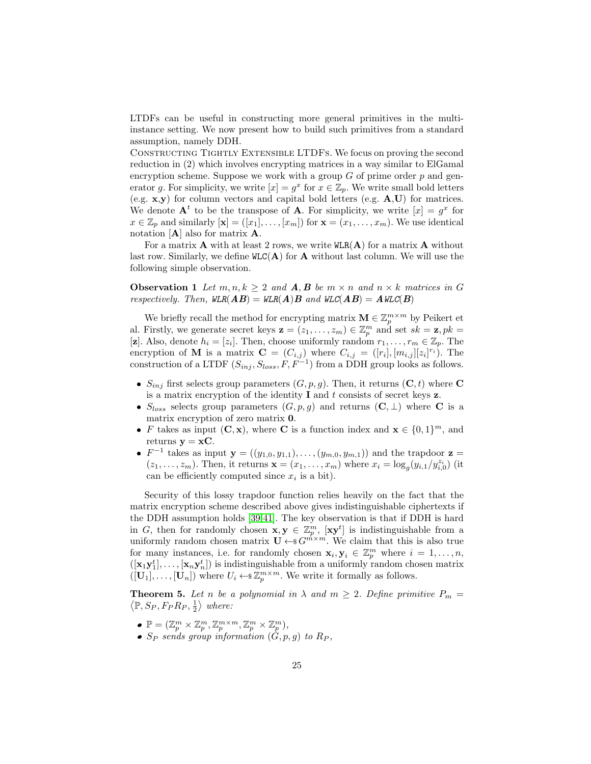LTDFs can be useful in constructing more general primitives in the multi-instance setting. We now present how to build such primitives from a standard assumption, namely DDH.

Constructing Tightly Extensible LTDFs. We focus on proving the second reduction in (2) which involves encrypting matrices in a way similar to ElGamal encryption scheme. Suppose we work with a group $G$ of prime order $p$ and generator $g$. For simplicity, we write $[x] = g^x$ for $x \in \mathbb{Z}_p$. We write small bold letters (e.g. $\mathbf{x}$,$\mathbf{y}$) for column vectors and capital bold letters (e.g. $\mathbf{A}$,$\mathbf{U}$) for matrices. We denote $\mathbf{A}^t$ to be the transpose of $\mathbf{A}$. For simplicity, we write $[x] = g^x$ for $x \in \mathbb{Z}_p$ and similarly $[\mathbf{x}] = ([x_1], \ldots, [x_m])$ for $\mathbf{x} = (x_1, \ldots, x_m)$. We use identical notation $[\mathbf{A}]$ also for matrix $\mathbf{A}$.

For a matrix $\mathbf{A}$ with at least 2 rows, we write $\mathtt{WLR}(\mathbf{A})$ for a matrix $\mathbf{A}$ without last row. Similarly, we define $\mathtt{WLC}(\mathbf{A})$ for $\mathbf{A}$ without last column. We will use the following simple observation.

**Observation 1** *Let $m, n, k \geq 2$ and $\boldsymbol{A}, \boldsymbol{B}$ be $m \times n$ and $n \times k$ matrices in $G$ respectively. Then, $\mathtt{WLR}(\boldsymbol{AB}) = \mathtt{WLR}(\boldsymbol{A})\boldsymbol{B}$ and $\mathtt{WLC}(\boldsymbol{AB}) = \boldsymbol{A}\mathtt{WLC}(\boldsymbol{B})$*

We briefly recall the method for encrypting matrix $\mathbf{M} \in \mathbb{Z}_p^{m\times m}$ by Peikert et al. Firstly, we generate secret keys $\mathbf{z} = (z_1, \ldots, z_m) \in \mathbb{Z}_p^m$ and set $sk = \mathbf{z}, pk = [\mathbf{z}]$. Also, denote $h_i = [z_i]$. Then, choose uniformly random $r_1, \ldots, r_m \in \mathbb{Z}_p$. The encryption of $\mathbf{M}$ is a matrix $\mathbf{C} = (C_{i,j})$ where $C_{i,j} = ([r_i], [m_{i,j}][z_i]^{r_i})$. The construction of a LTDF $(S_{inj}, S_{loss}, F, F^{-1})$ from a DDH group looks as follows.

- $S_{inj}$ first selects group parameters $(G, p, g)$. Then, it returns $(\mathbf{C}, t)$ where $\mathbf{C}$ is a matrix encryption of the identity $\mathbf{I}$ and $t$ consists of secret keys $\mathbf{z}$.
- $S_{loss}$ selects group parameters $(G, p, g)$ and returns $(\mathbf{C}, \perp)$ where $\mathbf{C}$ is a matrix encryption of zero matrix $\mathbf{0}$.
- $F$ takes as input $(\mathbf{C}, \mathbf{x})$, where $\mathbf{C}$ is a function index and $\mathbf{x} \in \{0,1\}^m$, and returns $\mathbf{y} = \mathbf{x}\mathbf{C}$.
- $F^{-1}$ takes as input $\mathbf{y} = ((y_{1,0}, y_{1,1}), \ldots, (y_{m,0}, y_{m,1}))$ and the trapdoor $\mathbf{z} = (z_1, \ldots, z_m)$. Then, it returns $\mathbf{x} = (x_1, \ldots, x_m)$ where $x_i = \log_g(y_{i,1}/y_{i,0}^{z_i})$ (it can be efficiently computed since $x_i$ is a bit).

Security of this lossy trapdoor function relies heavily on the fact that the matrix encryption scheme described above gives indistinguishable ciphertexts if the DDH assumption holds [39,41]. The key observation is that if DDH is hard in $G$, then for randomly chosen $\mathbf{x}, \mathbf{y} \in \mathbb{Z}_p^m$, $[\mathbf{x}\mathbf{y}^t]$ is indistinguishable from a uniformly random chosen matrix $\mathbf{U} \leftarrow\!\$\, G^{m\times m}$. We claim that this is also true for many instances, i.e. for randomly chosen $\mathbf{x}_i, \mathbf{y}_i \in \mathbb{Z}_p^m$ where $i = 1, \ldots, n$, $([\mathbf{x}_1\mathbf{y}_1^t], \ldots, [\mathbf{x}_n\mathbf{y}_n^t])$ is indistinguishable from a uniformly random chosen matrix $([\mathbf{U}_1], \ldots, [\mathbf{U}_n])$ where $U_i \leftarrow\!\$\, \mathbb{Z}_p^{m\times m}$. We write it formally as follows.

**Theorem 5.** *Let $n$ be a polynomial in $\lambda$ and $m \geq 2$. Define primitive $P_m = \left\langle \mathbb{P}, S_P, F_P R_P, \frac{1}{2} \right\rangle$ where:*

- $\mathbb{P} = (\mathbb{Z}_p^m \times \mathbb{Z}_p^m, \mathbb{Z}_p^{m\times m}, \mathbb{Z}_p^m \times \mathbb{Z}_p^m)$,
- *$S_P$ sends group information $(G, p, g)$ to $R_P$,*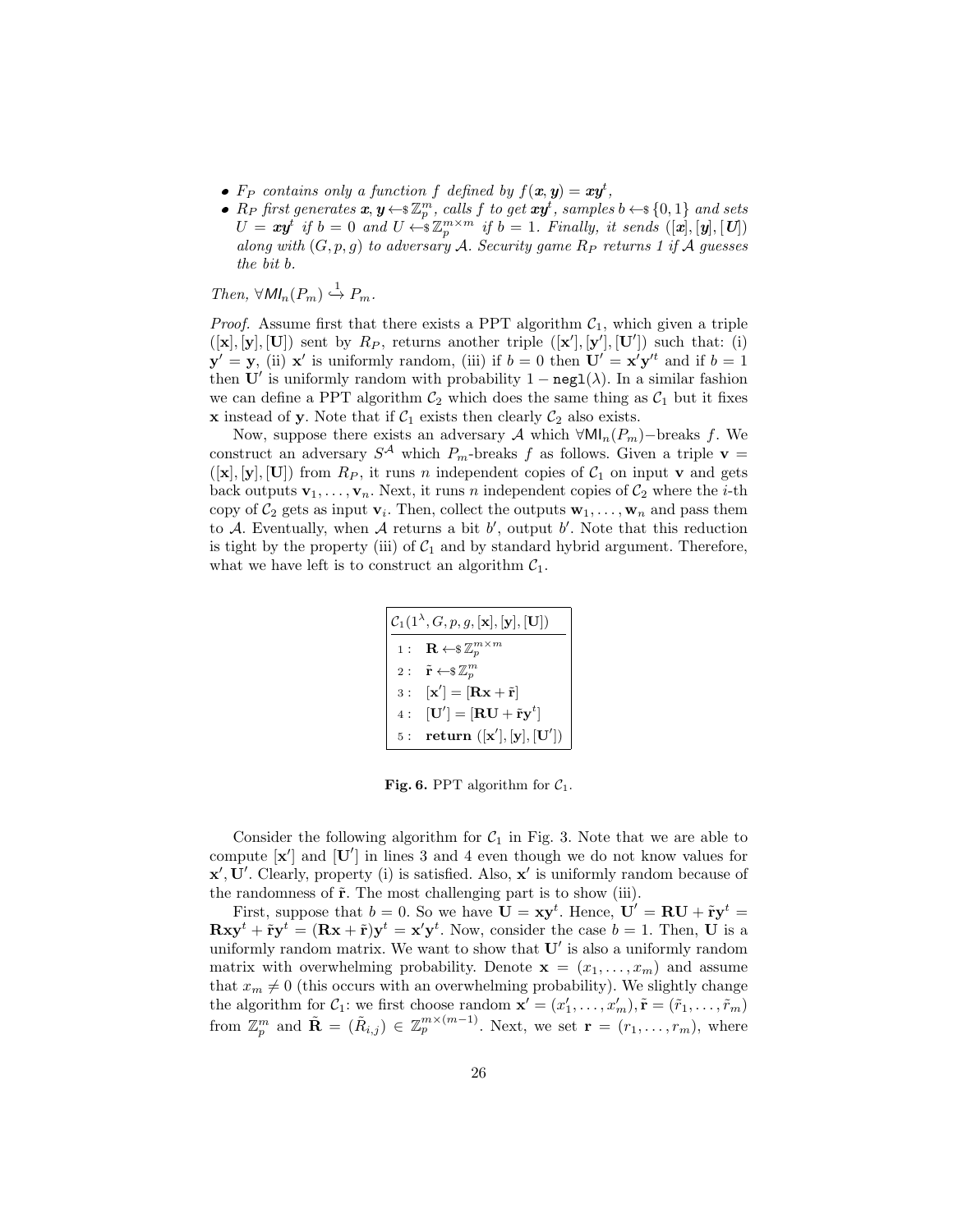- $F_P$ *contains only a function* $f$ *defined by* $f(\boldsymbol{x}, \boldsymbol{y}) = \boldsymbol{x}\boldsymbol{y}^t$,
- $R_P$ *first generates* $\boldsymbol{x}, \boldsymbol{y} \leftarrow\$ \mathbb{Z}_p^m$, *calls* $f$ *to get* $\boldsymbol{x}\boldsymbol{y}^t$, *samples* $b \leftarrow\$ \{0, 1\}$ *and sets* $U = \boldsymbol{x}\boldsymbol{y}^t$ *if* $b = 0$ *and* $U \leftarrow\$ \mathbb{Z}_p^{m\times m}$ *if* $b = 1$. *Finally, it sends* $([\boldsymbol{x}], [\boldsymbol{y}], [\boldsymbol{U}])$ *along with* $(G, p, g)$ *to adversary* $\mathcal{A}$. *Security game* $R_P$ *returns 1 if* $\mathcal{A}$ *guesses the bit* $b$.

*Then,* $\forall \mathsf{MI}_n(P_m) \overset{1}{\hookrightarrow} P_m$.

*Proof.* Assume first that there exists a PPT algorithm $\mathcal{C}_1$, which given a triple $([\mathbf{x}], [\mathbf{y}], [\mathbf{U}])$ sent by $R_P$, returns another triple $([\mathbf{x}'], [\mathbf{y}'], [\mathbf{U}'])$ such that: (i) $\mathbf{y}' = \mathbf{y}$, (ii) $\mathbf{x}'$ is uniformly random, (iii) if $b = 0$ then $\mathbf{U}' = \mathbf{x}'\mathbf{y}'^t$ and if $b = 1$ then $\mathbf{U}'$ is uniformly random with probability $1 - \mathtt{negl}(\lambda)$. In a similar fashion we can define a PPT algorithm $\mathcal{C}_2$ which does the same thing as $\mathcal{C}_1$ but it fixes $\mathbf{x}$ instead of $\mathbf{y}$. Note that if $\mathcal{C}_1$ exists then clearly $\mathcal{C}_2$ also exists.

Now, suppose there exists an adversary $\mathcal{A}$ which $\forall \mathsf{MI}_n(P_m)-$breaks $f$. We construct an adversary $S^{\mathcal{A}}$ which $P_m$-breaks $f$ as follows. Given a triple $\mathbf{v} = ([\mathbf{x}], [\mathbf{y}], [\mathbf{U}])$ from $R_P$, it runs $n$ independent copies of $\mathcal{C}_1$ on input $\mathbf{v}$ and gets back outputs $\mathbf{v}_1, \ldots, \mathbf{v}_n$. Next, it runs $n$ independent copies of $\mathcal{C}_2$ where the $i$-th copy of $\mathcal{C}_2$ gets as input $\mathbf{v}_i$. Then, collect the outputs $\mathbf{w}_1, \ldots, \mathbf{w}_n$ and pass them to $\mathcal{A}$. Eventually, when $\mathcal{A}$ returns a bit $b'$, output $b'$. Note that this reduction is tight by the property (iii) of $\mathcal{C}_1$ and by standard hybrid argument. Therefore, what we have left is to construct an algorithm $\mathcal{C}_1$.

$\mathcal{C}_1(1^\lambda, G, p, g, [\mathbf{x}], [\mathbf{y}], [\mathbf{U}])$

```
1 :  R ←$ Z_p^{m×m}
2 :  r̃ ←$ Z_p^m
3 :  [x'] = [Rx + r̃]
4 :  [U'] = [RU + r̃y^t]
5 :  return ([x'], [y], [U'])
```

**Fig. 6.** PPT algorithm for $\mathcal{C}_1$.

Consider the following algorithm for $\mathcal{C}_1$ in Fig. 3. Note that we are able to compute $[\mathbf{x}']$ and $[\mathbf{U}']$ in lines 3 and 4 even though we do not know values for $\mathbf{x}', \mathbf{U}'$. Clearly, property (i) is satisfied. Also, $\mathbf{x}'$ is uniformly random because of the randomness of $\tilde{\mathbf{r}}$. The most challenging part is to show (iii).

First, suppose that $b = 0$. So we have $\mathbf{U} = \mathbf{x}\mathbf{y}^t$. Hence, $\mathbf{U}' = \mathbf{R}\mathbf{U} + \tilde{\mathbf{r}}\mathbf{y}^t = \mathbf{R}\mathbf{x}\mathbf{y}^t + \tilde{\mathbf{r}}\mathbf{y}^t = (\mathbf{R}\mathbf{x} + \tilde{\mathbf{r}})\mathbf{y}^t = \mathbf{x}'\mathbf{y}^t$. Now, consider the case $b = 1$. Then, $\mathbf{U}$ is a uniformly random matrix. We want to show that $\mathbf{U}'$ is also a uniformly random matrix with overwhelming probability. Denote $\mathbf{x} = (x_1, \ldots, x_m)$ and assume that $x_m \neq 0$ (this occurs with an overwhelming probability). We slightly change the algorithm for $\mathcal{C}_1$: we first choose random $\mathbf{x}' = (x'_1, \ldots, x'_m), \tilde{\mathbf{r}} = (\tilde{r}_1, \ldots, \tilde{r}_m)$ from $\mathbb{Z}_p^m$ and $\tilde{\mathbf{R}} = (\tilde{R}_{i,j}) \in \mathbb{Z}_p^{m\times(m-1)}$. Next, we set $\mathbf{r} = (r_1, \ldots, r_m)$, where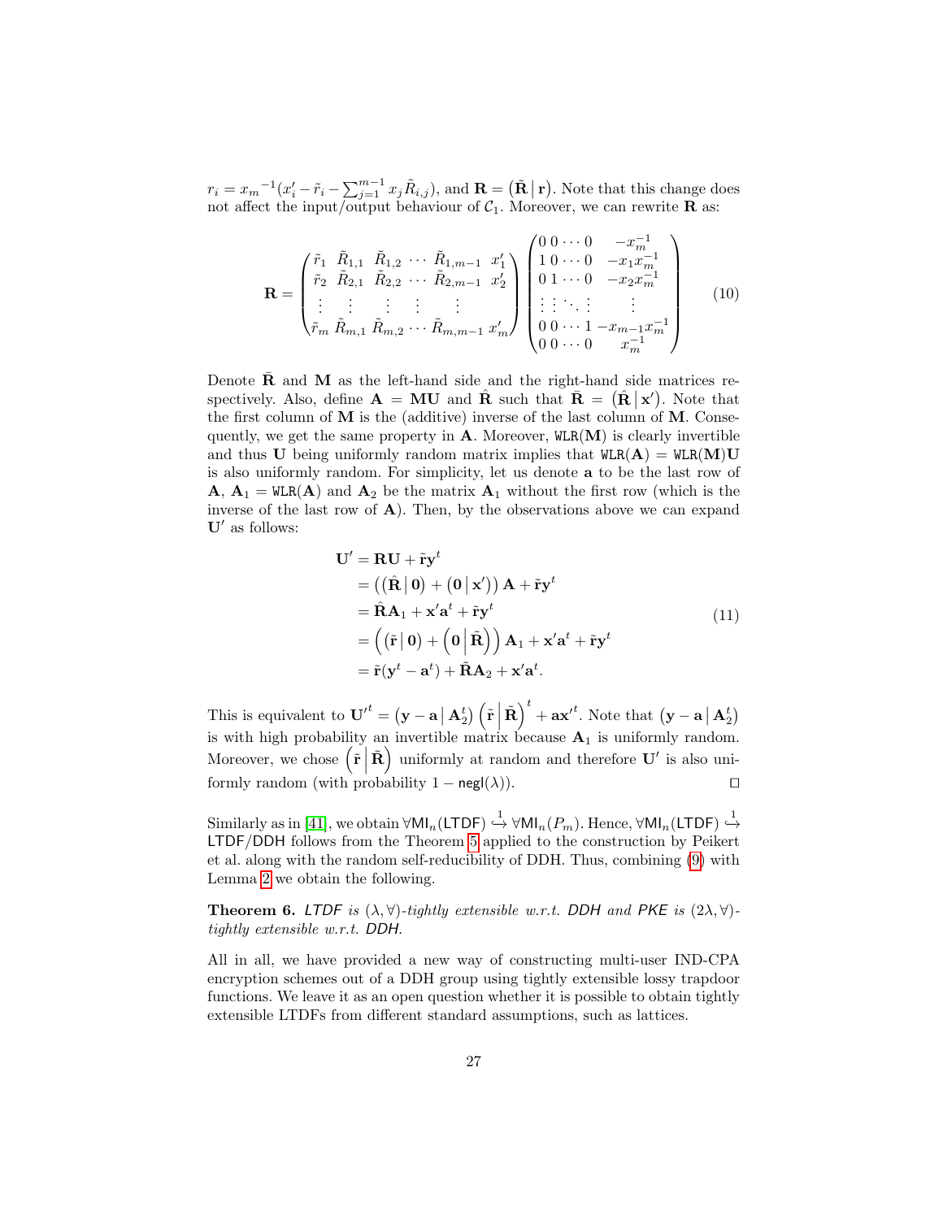$r_i = {x_m}^{-1}(x'_i - \tilde{r}_i - \sum_{j=1}^{m-1} x_j \tilde{R}_{i,j})$, and $\mathbf{R} = \left(\tilde{\mathbf{R}} \,\middle|\, \mathbf{r}\right)$. Note that this change does not affect the input/output behaviour of $\mathcal{C}_1$. Moreover, we can rewrite $\mathbf{R}$ as:

$$\mathbf{R} = \begin{pmatrix} \tilde{r}_1 & \tilde{R}_{1,1} & \tilde{R}_{1,2} & \cdots & \tilde{R}_{1,m-1} & x'_1 \\ \tilde{r}_2 & \tilde{R}_{2,1} & \tilde{R}_{2,2} & \cdots & \tilde{R}_{2,m-1} & x'_2 \\ \vdots & \vdots & \vdots & \vdots & \vdots & \\ \tilde{r}_m & \tilde{R}_{m,1} & \tilde{R}_{m,2} & \cdots & \tilde{R}_{m,m-1} & x'_m \end{pmatrix} \begin{pmatrix} 0 & 0 & \cdots & 0 & -x_m^{-1} \\ 1 & 0 & \cdots & 0 & -x_1 x_m^{-1} \\ 0 & 1 & \cdots & 0 & -x_2 x_m^{-1} \\ \vdots & \vdots & \ddots & \vdots & \vdots \\ 0 & 0 & \cdots & 1 & -x_{m-1} x_m^{-1} \\ 0 & 0 & \cdots & 0 & x_m^{-1} \end{pmatrix} \tag{10}$$

Denote $\bar{\mathbf{R}}$ and $\mathbf{M}$ as the left-hand side and the right-hand side matrices respectively. Also, define $\mathbf{A} = \mathbf{M}\mathbf{U}$ and $\hat{\mathbf{R}}$ such that $\bar{\mathbf{R}} = \left(\hat{\mathbf{R}} \,\middle|\, \mathbf{x}'\right)$. Note that the first column of $\mathbf{M}$ is the (additive) inverse of the last column of $\mathbf{M}$. Consequently, we get the same property in $\mathbf{A}$. Moreover, $\mathtt{WLR}(\mathbf{M})$ is clearly invertible and thus $\mathbf{U}$ being uniformly random matrix implies that $\mathtt{WLR}(\mathbf{A}) = \mathtt{WLR}(\mathbf{M})\mathbf{U}$ is also uniformly random. For simplicity, let us denote $\mathbf{a}$ to be the last row of $\mathbf{A}$, $\mathbf{A}_1 = \mathtt{WLR}(\mathbf{A})$ and $\mathbf{A}_2$ be the matrix $\mathbf{A}_1$ without the first row (which is the inverse of the last row of $\mathbf{A}$). Then, by the observations above we can expand $\mathbf{U}'$ as follows:

$$\begin{aligned} \mathbf{U}' &= \mathbf{R}\mathbf{U} + \tilde{\mathbf{r}}\mathbf{y}^t \\ &= \left(\left(\hat{\mathbf{R}} \,\middle|\, \mathbf{0}\right) + \left(\mathbf{0} \,\middle|\, \mathbf{x}'\right)\right)\mathbf{A} + \tilde{\mathbf{r}}\mathbf{y}^t \\ &= \hat{\mathbf{R}}\mathbf{A}_1 + \mathbf{x}'\mathbf{a}^t + \tilde{\mathbf{r}}\mathbf{y}^t \\ &= \left(\left(\tilde{\mathbf{r}} \,\middle|\, \mathbf{0}\right) + \left(\mathbf{0} \,\middle|\, \tilde{\mathbf{R}}\right)\right)\mathbf{A}_1 + \mathbf{x}'\mathbf{a}^t + \tilde{\mathbf{r}}\mathbf{y}^t \\ &= \tilde{\mathbf{r}}(\mathbf{y}^t - \mathbf{a}^t) + \tilde{\mathbf{R}}\mathbf{A}_2 + \mathbf{x}'\mathbf{a}^t. \end{aligned} \tag{11}$$

This is equivalent to ${\mathbf{U}'}^t = \left(\mathbf{y} - \mathbf{a} \,\middle|\, \mathbf{A}_2^t\right)\left(\tilde{\mathbf{r}} \,\middle|\, \tilde{\mathbf{R}}\right)^t + \mathbf{a}{\mathbf{x}'}^t$. Note that $\left(\mathbf{y} - \mathbf{a} \,\middle|\, \mathbf{A}_2^t\right)$ is with high probability an invertible matrix because $\mathbf{A}_1$ is uniformly random. Moreover, we chose $\left(\tilde{\mathbf{r}} \,\middle|\, \tilde{\mathbf{R}}\right)$ uniformly at random and therefore $\mathbf{U}'$ is also uniformly random (with probability $1 - \mathsf{negl}(\lambda)$). $\square$

Similarly as in [41], we obtain $\forall\mathsf{MI}_n(\mathsf{LTDF}) \overset{1}{\hookrightarrow} \forall\mathsf{MI}_n(P_m)$. Hence, $\forall\mathsf{MI}_n(\mathsf{LTDF}) \overset{1}{\hookrightarrow} \mathsf{LTDF}/\mathsf{DDH}$ follows from the Theorem 5 applied to the construction by Peikert et al. along with the random self-reducibility of DDH. Thus, combining (9) with Lemma 2 we obtain the following.

**Theorem 6.** *$\mathsf{LTDF}$ is $(\lambda, \forall)$-tightly extensible w.r.t. DDH and $\mathsf{PKE}$ is $(2\lambda, \forall)$-tightly extensible w.r.t. DDH.*

All in all, we have provided a new way of constructing multi-user IND-CPA encryption schemes out of a DDH group using tightly extensible lossy trapdoor functions. We leave it as an open question whether it is possible to obtain tightly extensible LTDFs from different standard assumptions, such as lattices.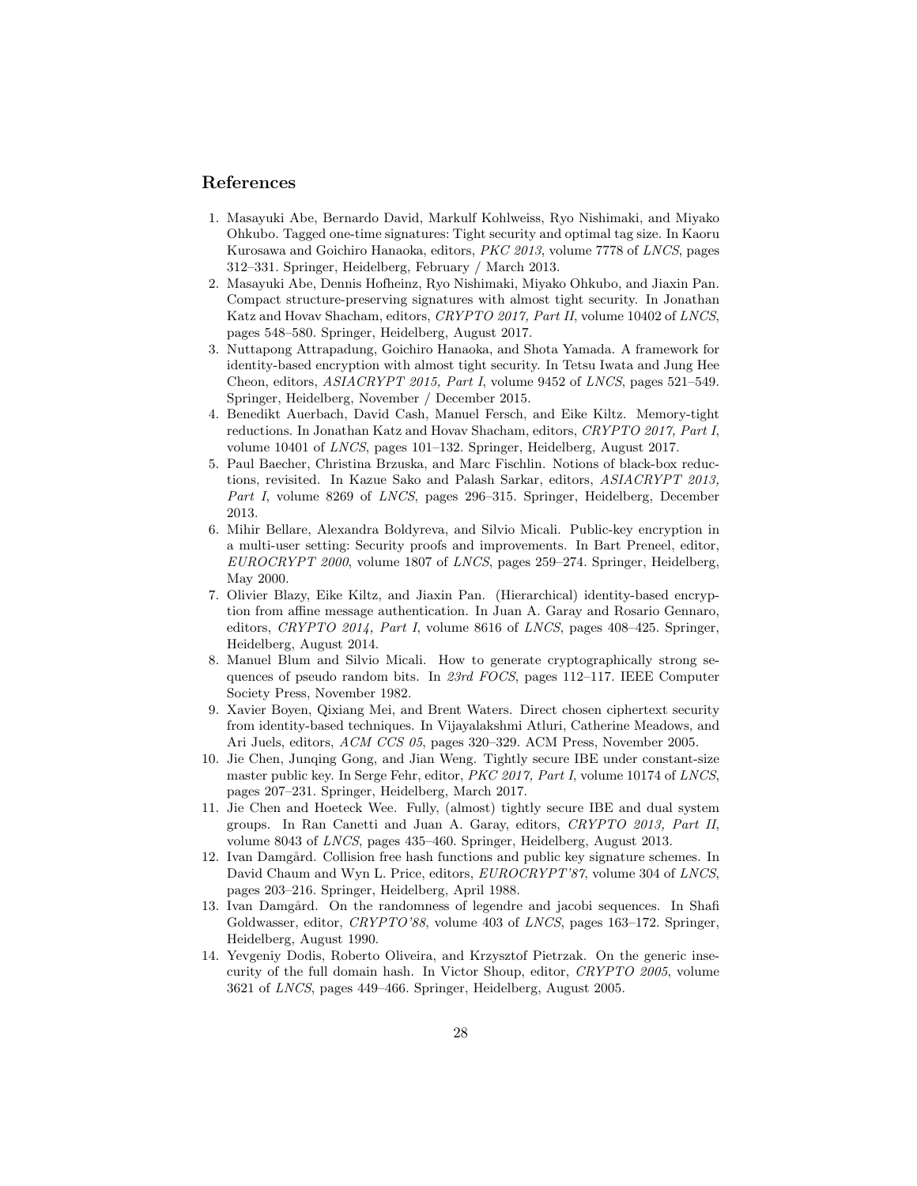## References

1. Masayuki Abe, Bernardo David, Markulf Kohlweiss, Ryo Nishimaki, and Miyako Ohkubo. Tagged one-time signatures: Tight security and optimal tag size. In Kaoru Kurosawa and Goichiro Hanaoka, editors, *PKC 2013*, volume 7778 of *LNCS*, pages 312–331. Springer, Heidelberg, February / March 2013.
2. Masayuki Abe, Dennis Hofheinz, Ryo Nishimaki, Miyako Ohkubo, and Jiaxin Pan. Compact structure-preserving signatures with almost tight security. In Jonathan Katz and Hovav Shacham, editors, *CRYPTO 2017, Part II*, volume 10402 of *LNCS*, pages 548–580. Springer, Heidelberg, August 2017.
3. Nuttapong Attrapadung, Goichiro Hanaoka, and Shota Yamada. A framework for identity-based encryption with almost tight security. In Tetsu Iwata and Jung Hee Cheon, editors, *ASIACRYPT 2015, Part I*, volume 9452 of *LNCS*, pages 521–549. Springer, Heidelberg, November / December 2015.
4. Benedikt Auerbach, David Cash, Manuel Fersch, and Eike Kiltz. Memory-tight reductions. In Jonathan Katz and Hovav Shacham, editors, *CRYPTO 2017, Part I*, volume 10401 of *LNCS*, pages 101–132. Springer, Heidelberg, August 2017.
5. Paul Baecher, Christina Brzuska, and Marc Fischlin. Notions of black-box reductions, revisited. In Kazue Sako and Palash Sarkar, editors, *ASIACRYPT 2013, Part I*, volume 8269 of *LNCS*, pages 296–315. Springer, Heidelberg, December 2013.
6. Mihir Bellare, Alexandra Boldyreva, and Silvio Micali. Public-key encryption in a multi-user setting: Security proofs and improvements. In Bart Preneel, editor, *EUROCRYPT 2000*, volume 1807 of *LNCS*, pages 259–274. Springer, Heidelberg, May 2000.
7. Olivier Blazy, Eike Kiltz, and Jiaxin Pan. (Hierarchical) identity-based encryption from affine message authentication. In Juan A. Garay and Rosario Gennaro, editors, *CRYPTO 2014, Part I*, volume 8616 of *LNCS*, pages 408–425. Springer, Heidelberg, August 2014.
8. Manuel Blum and Silvio Micali. How to generate cryptographically strong sequences of pseudo random bits. In *23rd FOCS*, pages 112–117. IEEE Computer Society Press, November 1982.
9. Xavier Boyen, Qixiang Mei, and Brent Waters. Direct chosen ciphertext security from identity-based techniques. In Vijayalakshmi Atluri, Catherine Meadows, and Ari Juels, editors, *ACM CCS 05*, pages 320–329. ACM Press, November 2005.
10. Jie Chen, Junqing Gong, and Jian Weng. Tightly secure IBE under constant-size master public key. In Serge Fehr, editor, *PKC 2017, Part I*, volume 10174 of *LNCS*, pages 207–231. Springer, Heidelberg, March 2017.
11. Jie Chen and Hoeteck Wee. Fully, (almost) tightly secure IBE and dual system groups. In Ran Canetti and Juan A. Garay, editors, *CRYPTO 2013, Part II*, volume 8043 of *LNCS*, pages 435–460. Springer, Heidelberg, August 2013.
12. Ivan Damgård. Collision free hash functions and public key signature schemes. In David Chaum and Wyn L. Price, editors, *EUROCRYPT'87*, volume 304 of *LNCS*, pages 203–216. Springer, Heidelberg, April 1988.
13. Ivan Damgård. On the randomness of legendre and jacobi sequences. In Shafi Goldwasser, editor, *CRYPTO'88*, volume 403 of *LNCS*, pages 163–172. Springer, Heidelberg, August 1990.
14. Yevgeniy Dodis, Roberto Oliveira, and Krzysztof Pietrzak. On the generic insecurity of the full domain hash. In Victor Shoup, editor, *CRYPTO 2005*, volume 3621 of *LNCS*, pages 449–466. Springer, Heidelberg, August 2005.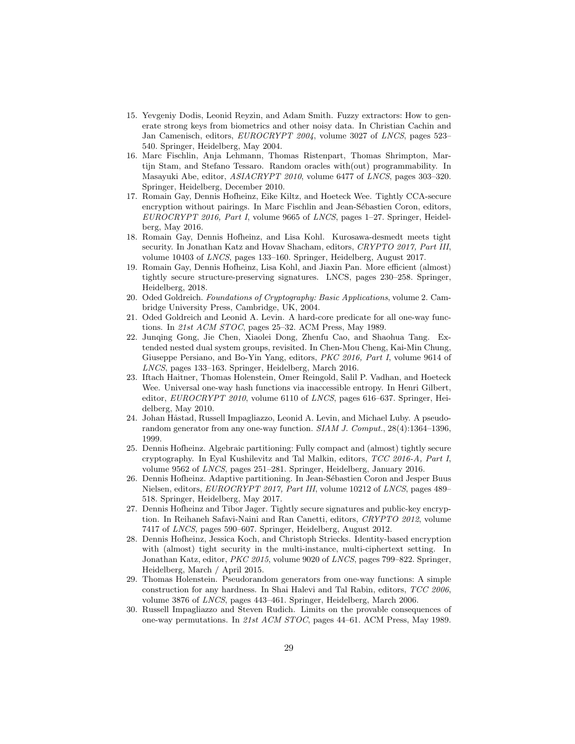15. Yevgeniy Dodis, Leonid Reyzin, and Adam Smith. Fuzzy extractors: How to generate strong keys from biometrics and other noisy data. In Christian Cachin and Jan Camenisch, editors, *EUROCRYPT 2004*, volume 3027 of *LNCS*, pages 523–540. Springer, Heidelberg, May 2004.
16. Marc Fischlin, Anja Lehmann, Thomas Ristenpart, Thomas Shrimpton, Martijn Stam, and Stefano Tessaro. Random oracles with(out) programmability. In Masayuki Abe, editor, *ASIACRYPT 2010*, volume 6477 of *LNCS*, pages 303–320. Springer, Heidelberg, December 2010.
17. Romain Gay, Dennis Hofheinz, Eike Kiltz, and Hoeteck Wee. Tightly CCA-secure encryption without pairings. In Marc Fischlin and Jean-Sébastien Coron, editors, *EUROCRYPT 2016, Part I*, volume 9665 of *LNCS*, pages 1–27. Springer, Heidelberg, May 2016.
18. Romain Gay, Dennis Hofheinz, and Lisa Kohl. Kurosawa-desmedt meets tight security. In Jonathan Katz and Hovav Shacham, editors, *CRYPTO 2017, Part III*, volume 10403 of *LNCS*, pages 133–160. Springer, Heidelberg, August 2017.
19. Romain Gay, Dennis Hofheinz, Lisa Kohl, and Jiaxin Pan. More efficient (almost) tightly secure structure-preserving signatures. LNCS, pages 230–258. Springer, Heidelberg, 2018.
20. Oded Goldreich. *Foundations of Cryptography: Basic Applications*, volume 2. Cambridge University Press, Cambridge, UK, 2004.
21. Oded Goldreich and Leonid A. Levin. A hard-core predicate for all one-way functions. In *21st ACM STOC*, pages 25–32. ACM Press, May 1989.
22. Junqing Gong, Jie Chen, Xiaolei Dong, Zhenfu Cao, and Shaohua Tang. Extended nested dual system groups, revisited. In Chen-Mou Cheng, Kai-Min Chung, Giuseppe Persiano, and Bo-Yin Yang, editors, *PKC 2016, Part I*, volume 9614 of *LNCS*, pages 133–163. Springer, Heidelberg, March 2016.
23. Iftach Haitner, Thomas Holenstein, Omer Reingold, Salil P. Vadhan, and Hoeteck Wee. Universal one-way hash functions via inaccessible entropy. In Henri Gilbert, editor, *EUROCRYPT 2010*, volume 6110 of *LNCS*, pages 616–637. Springer, Heidelberg, May 2010.
24. Johan Håstad, Russell Impagliazzo, Leonid A. Levin, and Michael Luby. A pseudorandom generator from any one-way function. *SIAM J. Comput.*, 28(4):1364–1396, 1999.
25. Dennis Hofheinz. Algebraic partitioning: Fully compact and (almost) tightly secure cryptography. In Eyal Kushilevitz and Tal Malkin, editors, *TCC 2016-A, Part I*, volume 9562 of *LNCS*, pages 251–281. Springer, Heidelberg, January 2016.
26. Dennis Hofheinz. Adaptive partitioning. In Jean-Sébastien Coron and Jesper Buus Nielsen, editors, *EUROCRYPT 2017, Part III*, volume 10212 of *LNCS*, pages 489–518. Springer, Heidelberg, May 2017.
27. Dennis Hofheinz and Tibor Jager. Tightly secure signatures and public-key encryption. In Reihaneh Safavi-Naini and Ran Canetti, editors, *CRYPTO 2012*, volume 7417 of *LNCS*, pages 590–607. Springer, Heidelberg, August 2012.
28. Dennis Hofheinz, Jessica Koch, and Christoph Striecks. Identity-based encryption with (almost) tight security in the multi-instance, multi-ciphertext setting. In Jonathan Katz, editor, *PKC 2015*, volume 9020 of *LNCS*, pages 799–822. Springer, Heidelberg, March / April 2015.
29. Thomas Holenstein. Pseudorandom generators from one-way functions: A simple construction for any hardness. In Shai Halevi and Tal Rabin, editors, *TCC 2006*, volume 3876 of *LNCS*, pages 443–461. Springer, Heidelberg, March 2006.
30. Russell Impagliazzo and Steven Rudich. Limits on the provable consequences of one-way permutations. In *21st ACM STOC*, pages 44–61. ACM Press, May 1989.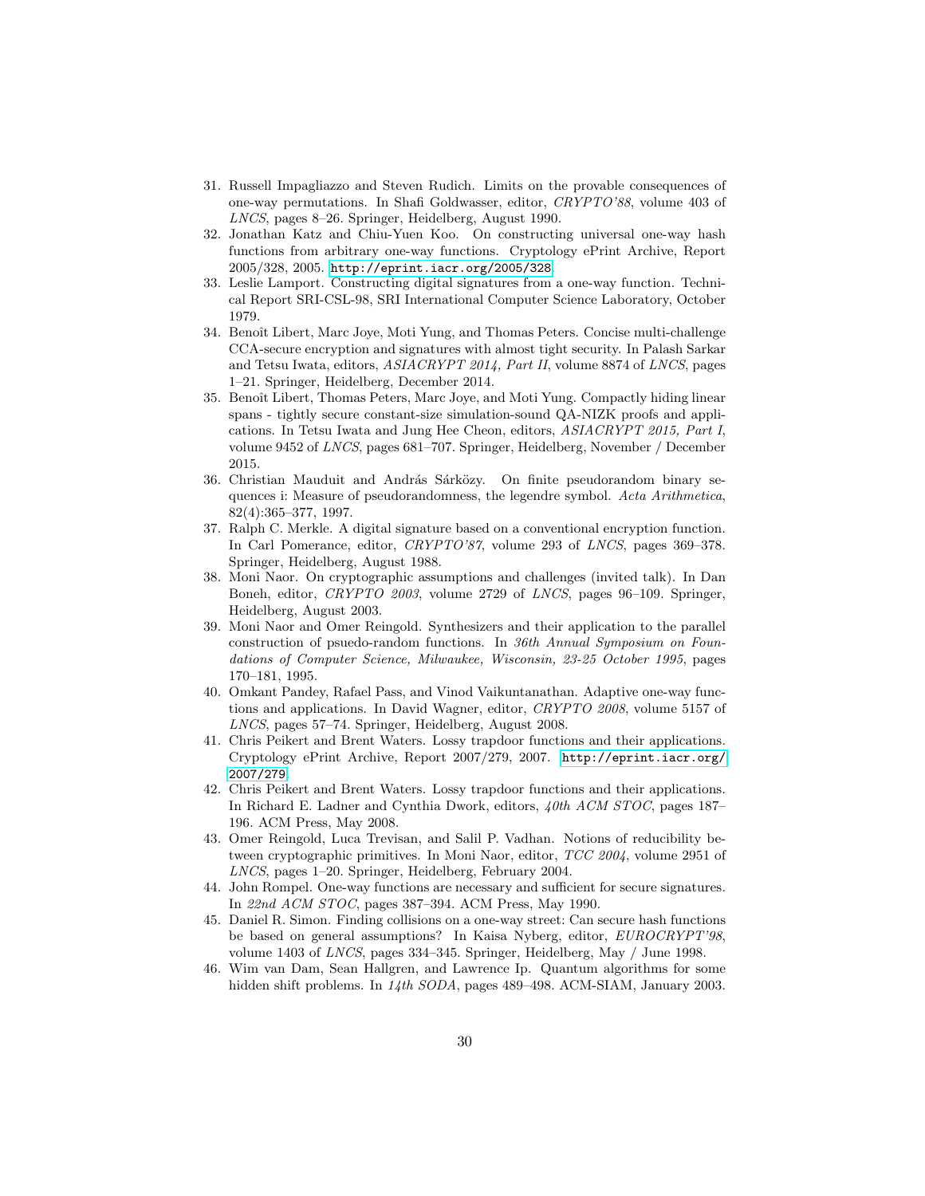31. Russell Impagliazzo and Steven Rudich. Limits on the provable consequences of one-way permutations. In Shafi Goldwasser, editor, *CRYPTO'88*, volume 403 of *LNCS*, pages 8–26. Springer, Heidelberg, August 1990.
32. Jonathan Katz and Chiu-Yuen Koo. On constructing universal one-way hash functions from arbitrary one-way functions. Cryptology ePrint Archive, Report 2005/328, 2005. http://eprint.iacr.org/2005/328
33. Leslie Lamport. Constructing digital signatures from a one-way function. Technical Report SRI-CSL-98, SRI International Computer Science Laboratory, October 1979.
34. Benoît Libert, Marc Joye, Moti Yung, and Thomas Peters. Concise multi-challenge CCA-secure encryption and signatures with almost tight security. In Palash Sarkar and Tetsu Iwata, editors, *ASIACRYPT 2014, Part II*, volume 8874 of *LNCS*, pages 1–21. Springer, Heidelberg, December 2014.
35. Benoît Libert, Thomas Peters, Marc Joye, and Moti Yung. Compactly hiding linear spans - tightly secure constant-size simulation-sound QA-NIZK proofs and applications. In Tetsu Iwata and Jung Hee Cheon, editors, *ASIACRYPT 2015, Part I*, volume 9452 of *LNCS*, pages 681–707. Springer, Heidelberg, November / December 2015.
36. Christian Mauduit and András Sárközy. On finite pseudorandom binary sequences i: Measure of pseudorandomness, the legendre symbol. *Acta Arithmetica*, 82(4):365–377, 1997.
37. Ralph C. Merkle. A digital signature based on a conventional encryption function. In Carl Pomerance, editor, *CRYPTO'87*, volume 293 of *LNCS*, pages 369–378. Springer, Heidelberg, August 1988.
38. Moni Naor. On cryptographic assumptions and challenges (invited talk). In Dan Boneh, editor, *CRYPTO 2003*, volume 2729 of *LNCS*, pages 96–109. Springer, Heidelberg, August 2003.
39. Moni Naor and Omer Reingold. Synthesizers and their application to the parallel construction of psuedo-random functions. In *36th Annual Symposium on Foundations of Computer Science, Milwaukee, Wisconsin, 23-25 October 1995*, pages 170–181, 1995.
40. Omkant Pandey, Rafael Pass, and Vinod Vaikuntanathan. Adaptive one-way functions and applications. In David Wagner, editor, *CRYPTO 2008*, volume 5157 of *LNCS*, pages 57–74. Springer, Heidelberg, August 2008.
41. Chris Peikert and Brent Waters. Lossy trapdoor functions and their applications. Cryptology ePrint Archive, Report 2007/279, 2007. http://eprint.iacr.org/2007/279
42. Chris Peikert and Brent Waters. Lossy trapdoor functions and their applications. In Richard E. Ladner and Cynthia Dwork, editors, *40th ACM STOC*, pages 187–196. ACM Press, May 2008.
43. Omer Reingold, Luca Trevisan, and Salil P. Vadhan. Notions of reducibility between cryptographic primitives. In Moni Naor, editor, *TCC 2004*, volume 2951 of *LNCS*, pages 1–20. Springer, Heidelberg, February 2004.
44. John Rompel. One-way functions are necessary and sufficient for secure signatures. In *22nd ACM STOC*, pages 387–394. ACM Press, May 1990.
45. Daniel R. Simon. Finding collisions on a one-way street: Can secure hash functions be based on general assumptions? In Kaisa Nyberg, editor, *EUROCRYPT'98*, volume 1403 of *LNCS*, pages 334–345. Springer, Heidelberg, May / June 1998.
46. Wim van Dam, Sean Hallgren, and Lawrence Ip. Quantum algorithms for some hidden shift problems. In *14th SODA*, pages 489–498. ACM-SIAM, January 2003.